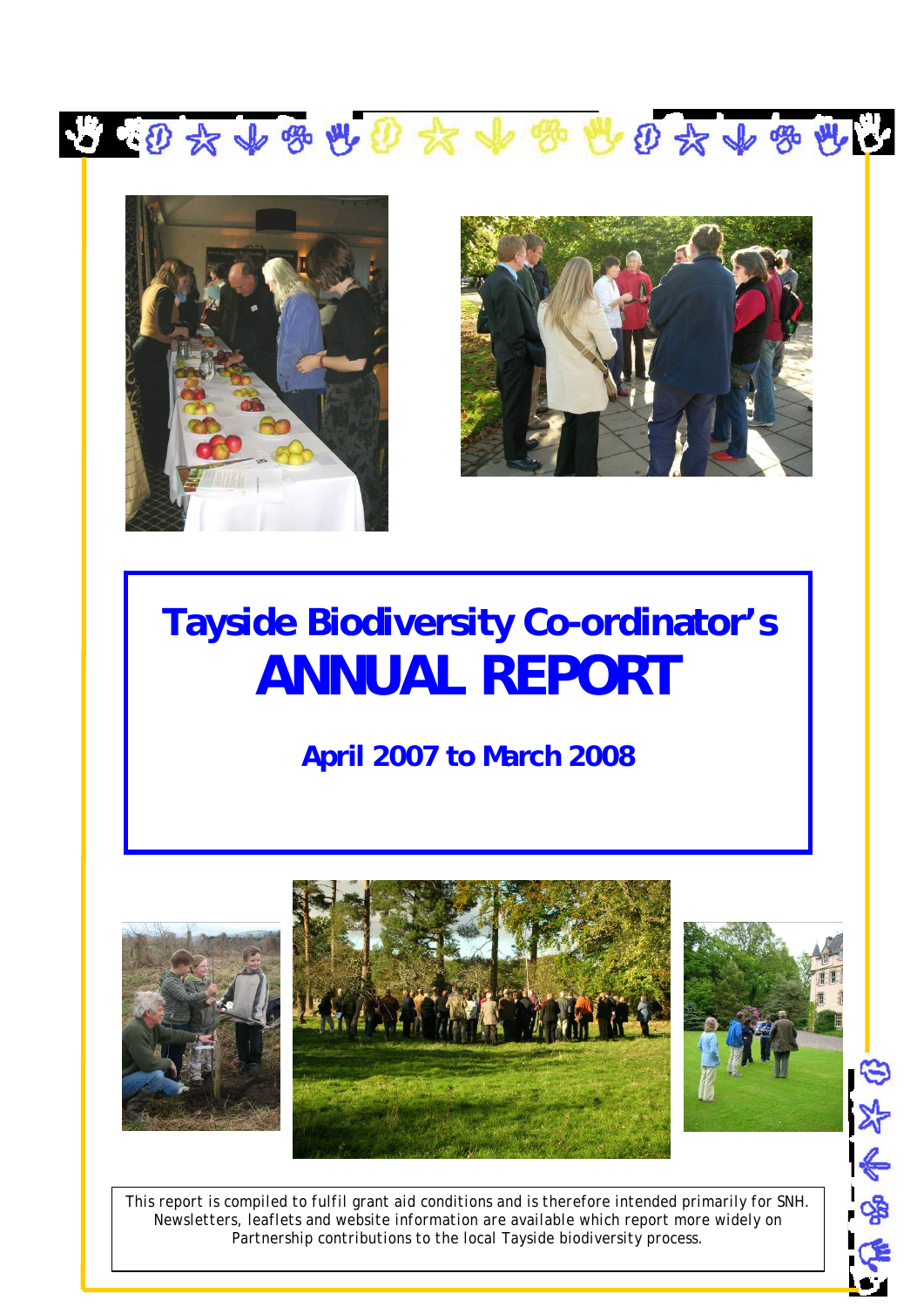# Tayside Biodiversity Co-ordinator's

# ANNUAL REPORT

## April 2007 to March 2008

This report is compiled to fulfil grant aid conditions and is therefore intended primarily for SNH. Newsletters, leaflets and website information are available which report more widely on Partnership contributions to the local Tayside biodiversity process.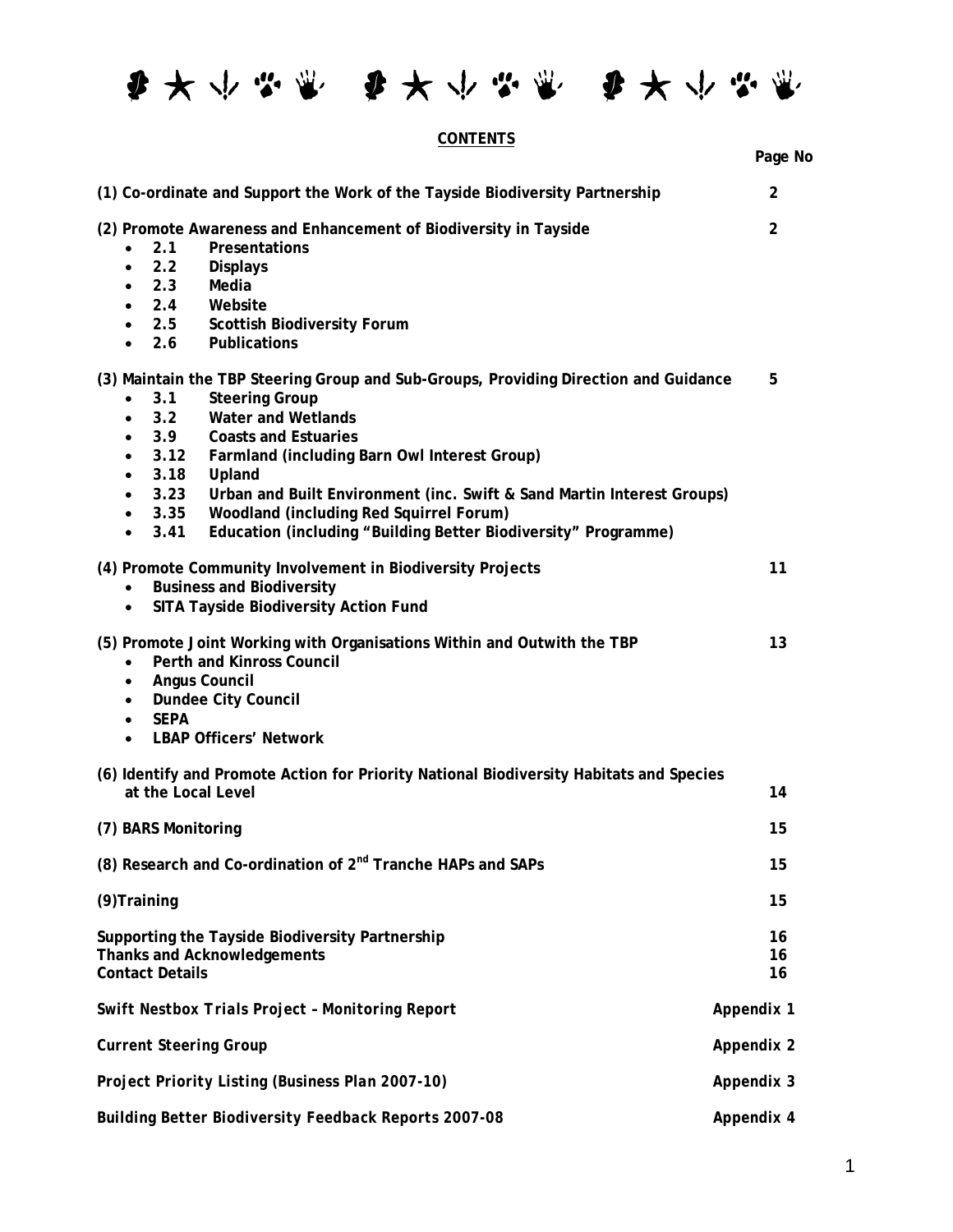## CONTENTS

| | Page No |
|---|---|
| **(1) Co-ordinate and Support the Work of the Tayside Biodiversity Partnership** | **2** |
| **(2) Promote Awareness and Enhancement of Biodiversity in Tayside** | **2** |
| • **2.1 Presentations** | |
| • **2.2 Displays** | |
| • **2.3 Media** | |
| • **2.4 Website** | |
| • **2.5 Scottish Biodiversity Forum** | |
| • **2.6 Publications** | |
| **(3) Maintain the TBP Steering Group and Sub-Groups, Providing Direction and Guidance** | **5** |
| • **3.1 Steering Group** | |
| • **3.2 Water and Wetlands** | |
| • **3.9 Coasts and Estuaries** | |
| • **3.12 Farmland (including Barn Owl Interest Group)** | |
| • **3.18 Upland** | |
| • **3.23 Urban and Built Environment (inc. Swift & Sand Martin Interest Groups)** | |
| • **3.35 Woodland (including Red Squirrel Forum)** | |
| • **3.41 Education (including "Building Better Biodiversity" Programme)** | |
| **(4) Promote Community Involvement in Biodiversity Projects** | **11** |
| • **Business and Biodiversity** | |
| • **SITA Tayside Biodiversity Action Fund** | |
| **(5) Promote Joint Working with Organisations Within and Outwith the TBP** | **13** |
| • **Perth and Kinross Council** | |
| • **Angus Council** | |
| • **Dundee City Council** | |
| • **SEPA** | |
| • **LBAP Officers' Network** | |
| **(6) Identify and Promote Action for Priority National Biodiversity Habitats and Species at the Local Level** | **14** |
| **(7) BARS Monitoring** | **15** |
| **(8) Research and Co-ordination of 2nd Tranche HAPs and SAPs** | **15** |
| **(9)Training** | **15** |
| **Supporting the Tayside Biodiversity Partnership** | **16** |
| **Thanks and Acknowledgements** | **16** |
| **Contact Details** | **16** |
| ***Swift Nestbox Trials Project – Monitoring Report*** | **Appendix 1** |
| ***Current Steering Group*** | **Appendix 2** |
| ***Project Priority Listing (Business Plan 2007-10)*** | **Appendix 3** |
| ***Building Better Biodiversity Feedback Reports 2007-08*** | **Appendix 4** |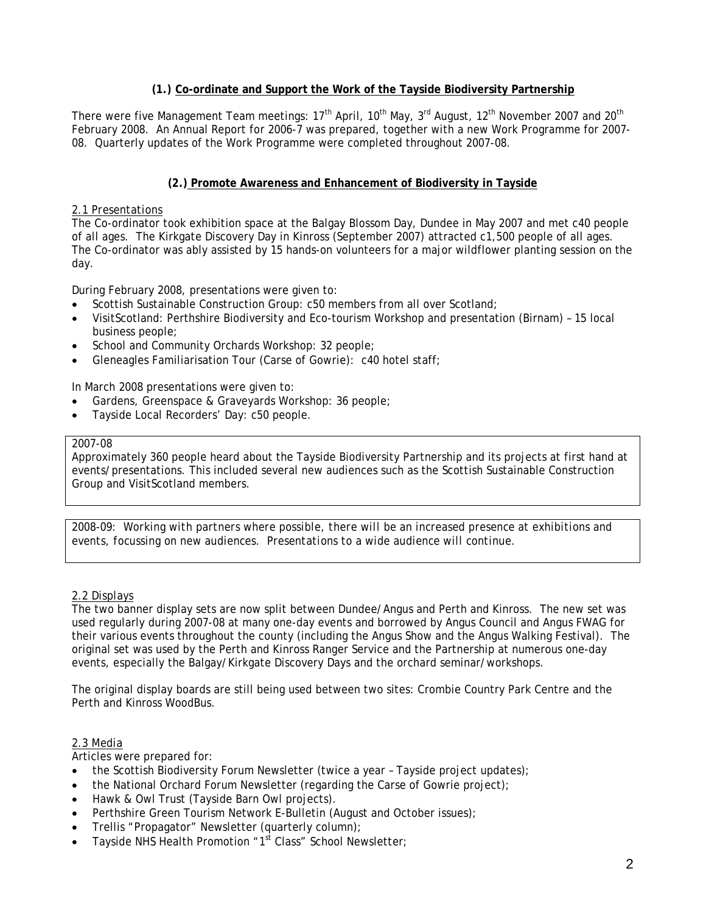### (1.) Co-ordinate and Support the Work of the Tayside Biodiversity Partnership

There were five Management Team meetings: 17th April, 10th May, 3rd August, 12th November 2007 and 20th February 2008. An Annual Report for 2006-7 was prepared, together with a new Work Programme for 2007-08. Quarterly updates of the Work Programme were completed throughout 2007-08.

### (2.) Promote Awareness and Enhancement of Biodiversity in Tayside

#### 2.1 Presentations

The Co-ordinator took exhibition space at the Balgay Blossom Day, Dundee in May 2007 and met c40 people of all ages. The Kirkgate Discovery Day in Kinross (September 2007) attracted c1,500 people of all ages. The Co-ordinator was ably assisted by 15 hands-on volunteers for a major wildflower planting session on the day.

During February 2008, presentations were given to:

- Scottish Sustainable Construction Group: c50 members from all over Scotland;
- VisitScotland: Perthshire Biodiversity and Eco-tourism Workshop and presentation (Birnam) – 15 local business people;
- School and Community Orchards Workshop: 32 people;
- Gleneagles Familiarisation Tour (Carse of Gowrie): c40 hotel staff;

In March 2008 presentations were given to:

- Gardens, Greenspace & Graveyards Workshop: 36 people;
- Tayside Local Recorders' Day: c50 people.

2007-08
Approximately 360 people heard about the Tayside Biodiversity Partnership and its projects at first hand at events/presentations. This included several new audiences such as the Scottish Sustainable Construction Group and VisitScotland members.

*2008-09: Working with partners where possible, there will be an increased presence at exhibitions and events, focussing on new audiences. Presentations to a wide audience will continue.*

#### 2.2 Displays

The two banner display sets are now split between Dundee/Angus and Perth and Kinross. The new set was used regularly during 2007-08 at many one-day events and borrowed by Angus Council and Angus FWAG for their various events throughout the county (including the Angus Show and the Angus Walking Festival). The original set was used by the Perth and Kinross Ranger Service and the Partnership at numerous one-day events, especially the Balgay/Kirkgate Discovery Days and the orchard seminar/workshops.

The original display boards are still being used between two sites: Crombie Country Park Centre and the Perth and Kinross WoodBus.

#### 2.3 Media

Articles were prepared for:

- the Scottish Biodiversity Forum Newsletter (twice a year – Tayside project updates);
- the National Orchard Forum Newsletter (regarding the Carse of Gowrie project);
- Hawk & Owl Trust (Tayside Barn Owl projects).
- Perthshire Green Tourism Network E-Bulletin (August and October issues);
- Trellis "Propagator" Newsletter (quarterly column);
- Tayside NHS Health Promotion "1st Class" School Newsletter;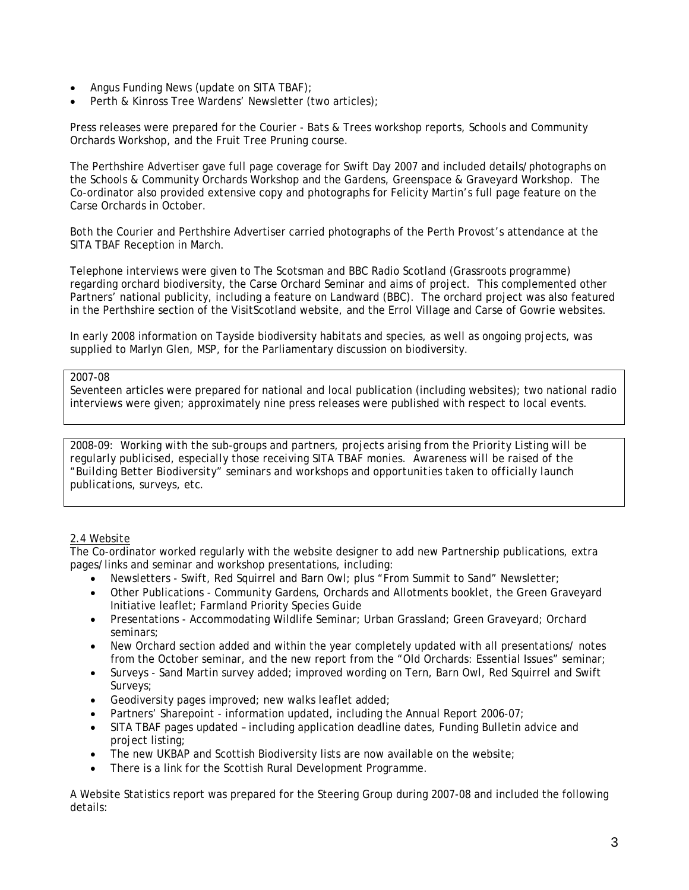- Angus Funding News (update on SITA TBAF);
- Perth & Kinross Tree Wardens' Newsletter (two articles);

Press releases were prepared for the Courier - Bats & Trees workshop reports, Schools and Community Orchards Workshop, and the Fruit Tree Pruning course.

The Perthshire Advertiser gave full page coverage for Swift Day 2007 and included details/photographs on the Schools & Community Orchards Workshop and the Gardens, Greenspace & Graveyard Workshop. The Co-ordinator also provided extensive copy and photographs for Felicity Martin's full page feature on the Carse Orchards in October.

Both the Courier and Perthshire Advertiser carried photographs of the Perth Provost's attendance at the SITA TBAF Reception in March.

Telephone interviews were given to The Scotsman and BBC Radio Scotland (Grassroots programme) regarding orchard biodiversity, the Carse Orchard Seminar and aims of project. This complemented other Partners' national publicity, including a feature on Landward (BBC). The orchard project was also featured in the Perthshire section of the VisitScotland website, and the Errol Village and Carse of Gowrie websites.

In early 2008 information on Tayside biodiversity habitats and species, as well as ongoing projects, was supplied to Marlyn Glen, MSP, for the Parliamentary discussion on biodiversity.

2007-08
Seventeen articles were prepared for national and local publication (including websites); two national radio interviews were given; approximately nine press releases were published with respect to local events.

*2008-09: Working with the sub-groups and partners, projects arising from the Priority Listing will be regularly publicised, especially those receiving SITA TBAF monies. Awareness will be raised of the "Building Better Biodiversity" seminars and workshops and opportunities taken to officially launch publications, surveys, etc.*

## 2.4 Website

The Co-ordinator worked regularly with the website designer to add new Partnership publications, extra pages/links and seminar and workshop presentations, including:

- Newsletters - Swift, Red Squirrel and Barn Owl; plus "From Summit to Sand" Newsletter;
- Other Publications - Community Gardens, Orchards and Allotments booklet, the Green Graveyard Initiative leaflet; Farmland Priority Species Guide
- Presentations - Accommodating Wildlife Seminar; Urban Grassland; Green Graveyard; Orchard seminars;
- New Orchard section added and within the year completely updated with all presentations/ notes from the October seminar, and the new report from the "Old Orchards: Essential Issues" seminar;
- Surveys - Sand Martin survey added; improved wording on Tern, Barn Owl, Red Squirrel and Swift Surveys;
- Geodiversity pages improved; new walks leaflet added;
- Partners' Sharepoint - information updated, including the Annual Report 2006-07;
- SITA TBAF pages updated – including application deadline dates, Funding Bulletin advice and project listing;
- The new UKBAP and Scottish Biodiversity lists are now available on the website;
- There is a link for the Scottish Rural Development Programme.

A Website Statistics report was prepared for the Steering Group during 2007-08 and included the following details: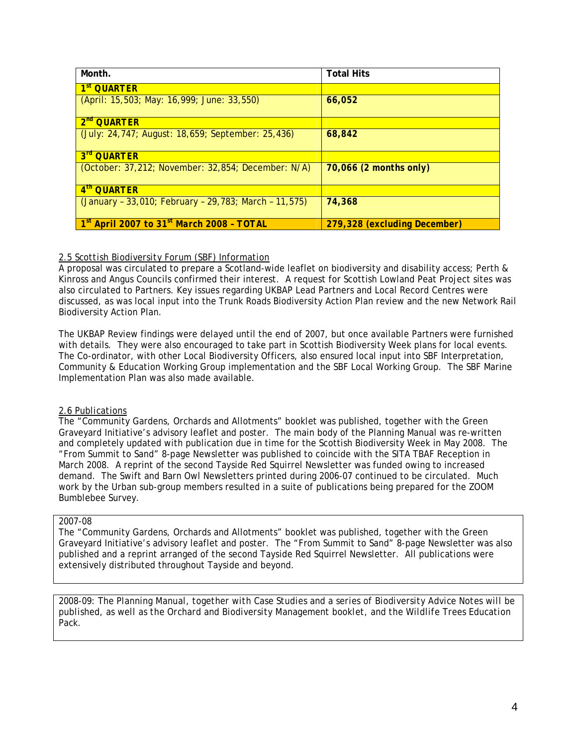| Month. | Total Hits |
|---|---|
| **1st QUARTER** | |
| (April: 15,503; May: 16,999; June: 33,550) | **66,052** |
| **2nd QUARTER** | |
| (July: 24,747; August: 18,659; September: 25,436) | **68,842** |
| **3rd QUARTER** | |
| (October: 37,212; November: 32,854; December: N/A) | **70,066 (2 months only)** |
| **4th QUARTER** | |
| (January – 33,010; February – 29,783; March – 11,575) | **74,368** |
| **1st April 2007 to 31st March 2008 – TOTAL** | **279,328 (excluding December)** |

2.5 Scottish Biodiversity Forum (SBF) Information

A proposal was circulated to prepare a Scotland-wide leaflet on biodiversity and disability access; Perth & Kinross and Angus Councils confirmed their interest. A request for Scottish Lowland Peat Project sites was also circulated to Partners. Key issues regarding UKBAP Lead Partners and Local Record Centres were discussed, as was local input into the Trunk Roads Biodiversity Action Plan review and the new Network Rail Biodiversity Action Plan.

The UKBAP Review findings were delayed until the end of 2007, but once available Partners were furnished with details. They were also encouraged to take part in Scottish Biodiversity Week plans for local events. The Co-ordinator, with other Local Biodiversity Officers, also ensured local input into SBF Interpretation, Community & Education Working Group implementation and the SBF Local Working Group. The SBF Marine Implementation Plan was also made available.

2.6 Publications

The "Community Gardens, Orchards and Allotments" booklet was published, together with the Green Graveyard Initiative's advisory leaflet and poster. The main body of the Planning Manual was re-written and completely updated with publication due in time for the Scottish Biodiversity Week in May 2008. The "From Summit to Sand" 8-page Newsletter was published to coincide with the SITA TBAF Reception in March 2008. A reprint of the second Tayside Red Squirrel Newsletter was funded owing to increased demand. The Swift and Barn Owl Newsletters printed during 2006-07 continued to be circulated. Much work by the Urban sub-group members resulted in a suite of publications being prepared for the ZOOM Bumblebee Survey.

2007-08
The "Community Gardens, Orchards and Allotments" booklet was published, together with the Green Graveyard Initiative's advisory leaflet and poster. The "From Summit to Sand" 8-page Newsletter was also published and a reprint arranged of the second Tayside Red Squirrel Newsletter. All publications were extensively distributed throughout Tayside and beyond.

2008-09: *The Planning Manual, together with Case Studies and a series of Biodiversity Advice Notes will be published, as well as the Orchard and Biodiversity Management booklet, and the Wildlife Trees Education Pack.*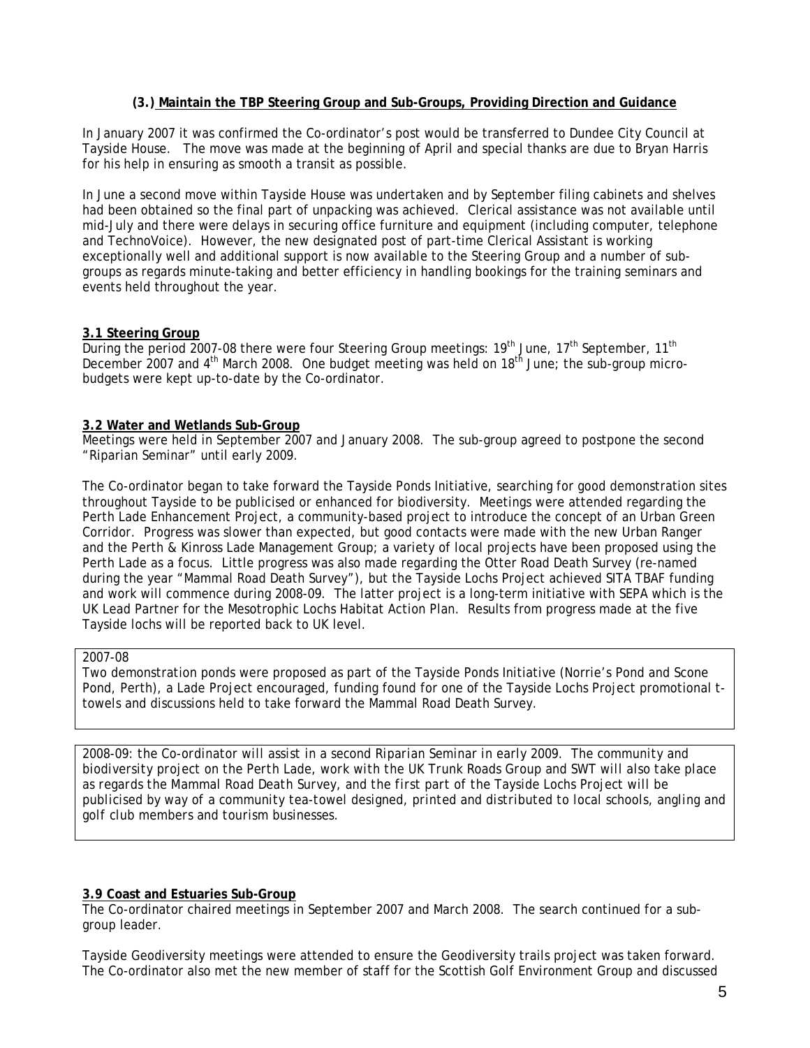### (3.) Maintain the TBP Steering Group and Sub-Groups, Providing Direction and Guidance

In January 2007 it was confirmed the Co-ordinator's post would be transferred to Dundee City Council at Tayside House. The move was made at the beginning of April and special thanks are due to Bryan Harris for his help in ensuring as smooth a transit as possible.

In June a second move within Tayside House was undertaken and by September filing cabinets and shelves had been obtained so the final part of unpacking was achieved. Clerical assistance was not available until mid-July and there were delays in securing office furniture and equipment (including computer, telephone and TechnoVoice). However, the new designated post of part-time Clerical Assistant is working exceptionally well and additional support is now available to the Steering Group and a number of sub-groups as regards minute-taking and better efficiency in handling bookings for the training seminars and events held throughout the year.

#### 3.1 Steering Group

During the period 2007-08 there were four Steering Group meetings: 19th June, 17th September, 11th December 2007 and 4th March 2008. One budget meeting was held on 18th June; the sub-group micro-budgets were kept up-to-date by the Co-ordinator.

#### 3.2 Water and Wetlands Sub-Group

Meetings were held in September 2007 and January 2008. The sub-group agreed to postpone the second "Riparian Seminar" until early 2009.

The Co-ordinator began to take forward the Tayside Ponds Initiative, searching for good demonstration sites throughout Tayside to be publicised or enhanced for biodiversity. Meetings were attended regarding the Perth Lade Enhancement Project, a community-based project to introduce the concept of an Urban Green Corridor. Progress was slower than expected, but good contacts were made with the new Urban Ranger and the Perth & Kinross Lade Management Group; a variety of local projects have been proposed using the Perth Lade as a focus. Little progress was also made regarding the Otter Road Death Survey (re-named during the year "Mammal Road Death Survey"), but the Tayside Lochs Project achieved SITA TBAF funding and work will commence during 2008-09. The latter project is a long-term initiative with SEPA which is the UK Lead Partner for the Mesotrophic Lochs Habitat Action Plan. Results from progress made at the five Tayside lochs will be reported back to UK level.

> 2007-08
> Two demonstration ponds were proposed as part of the Tayside Ponds Initiative (Norrie's Pond and Scone Pond, Perth), a Lade Project encouraged, funding found for one of the Tayside Lochs Project promotional t-towels and discussions held to take forward the Mammal Road Death Survey.

> *2008-09: the Co-ordinator will assist in a second Riparian Seminar in early 2009. The community and biodiversity project on the Perth Lade, work with the UK Trunk Roads Group and SWT will also take place as regards the Mammal Road Death Survey, and the first part of the Tayside Lochs Project will be publicised by way of a community tea-towel designed, printed and distributed to local schools, angling and golf club members and tourism businesses.*

#### 3.9 Coast and Estuaries Sub-Group

The Co-ordinator chaired meetings in September 2007 and March 2008. The search continued for a sub-group leader.

Tayside Geodiversity meetings were attended to ensure the Geodiversity trails project was taken forward. The Co-ordinator also met the new member of staff for the Scottish Golf Environment Group and discussed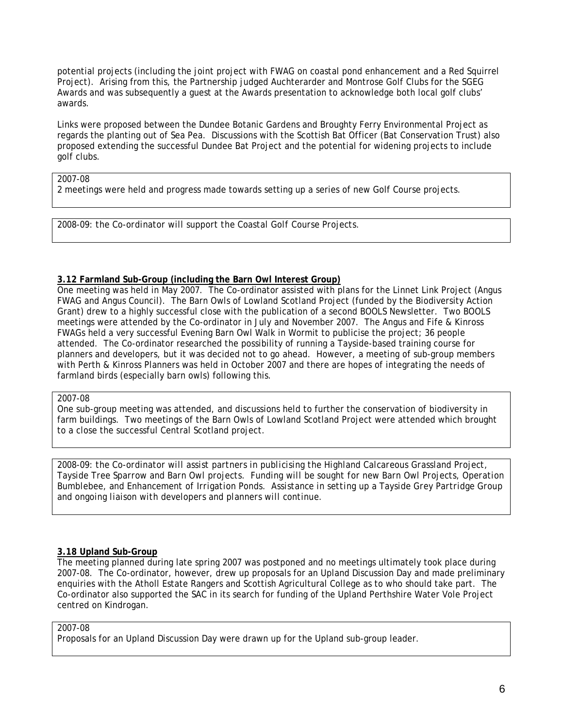potential projects (including the joint project with FWAG on coastal pond enhancement and a Red Squirrel Project). Arising from this, the Partnership judged Auchterarder and Montrose Golf Clubs for the SGEG Awards and was subsequently a guest at the Awards presentation to acknowledge both local golf clubs' awards.

Links were proposed between the Dundee Botanic Gardens and Broughty Ferry Environmental Project as regards the planting out of Sea Pea. Discussions with the Scottish Bat Officer (Bat Conservation Trust) also proposed extending the successful Dundee Bat Project and the potential for widening projects to include golf clubs.

| 2007-08<br>2 meetings were held and progress made towards setting up a series of new Golf Course projects. |
|---|

| *2008-09: the Co-ordinator will support the Coastal Golf Course Projects.* |
|---|

### 3.12 Farmland Sub-Group (including the Barn Owl Interest Group)

One meeting was held in May 2007. The Co-ordinator assisted with plans for the Linnet Link Project (Angus FWAG and Angus Council). The Barn Owls of Lowland Scotland Project (funded by the Biodiversity Action Grant) drew to a highly successful close with the publication of a second BOOLS Newsletter. Two BOOLS meetings were attended by the Co-ordinator in July and November 2007. The Angus and Fife & Kinross FWAGs held a very successful Evening Barn Owl Walk in Wormit to publicise the project; 36 people attended. The Co-ordinator researched the possibility of running a Tayside-based training course for planners and developers, but it was decided not to go ahead. However, a meeting of sub-group members with Perth & Kinross Planners was held in October 2007 and there are hopes of integrating the needs of farmland birds (especially barn owls) following this.

| 2007-08<br>One sub-group meeting was attended, and discussions held to further the conservation of biodiversity in farm buildings. Two meetings of the Barn Owls of Lowland Scotland Project were attended which brought to a close the successful Central Scotland project. |
|---|

| *2008-09: the Co-ordinator will assist partners in publicising the Highland Calcareous Grassland Project, Tayside Tree Sparrow and Barn Owl projects. Funding will be sought for new Barn Owl Projects, Operation Bumblebee, and Enhancement of Irrigation Ponds. Assistance in setting up a Tayside Grey Partridge Group and ongoing liaison with developers and planners will continue.* |
|---|

### 3.18 Upland Sub-Group

The meeting planned during late spring 2007 was postponed and no meetings ultimately took place during 2007-08. The Co-ordinator, however, drew up proposals for an Upland Discussion Day and made preliminary enquiries with the Atholl Estate Rangers and Scottish Agricultural College as to who should take part. The Co-ordinator also supported the SAC in its search for funding of the Upland Perthshire Water Vole Project centred on Kindrogan.

| 2007-08<br>Proposals for an Upland Discussion Day were drawn up for the Upland sub-group leader. |
|---|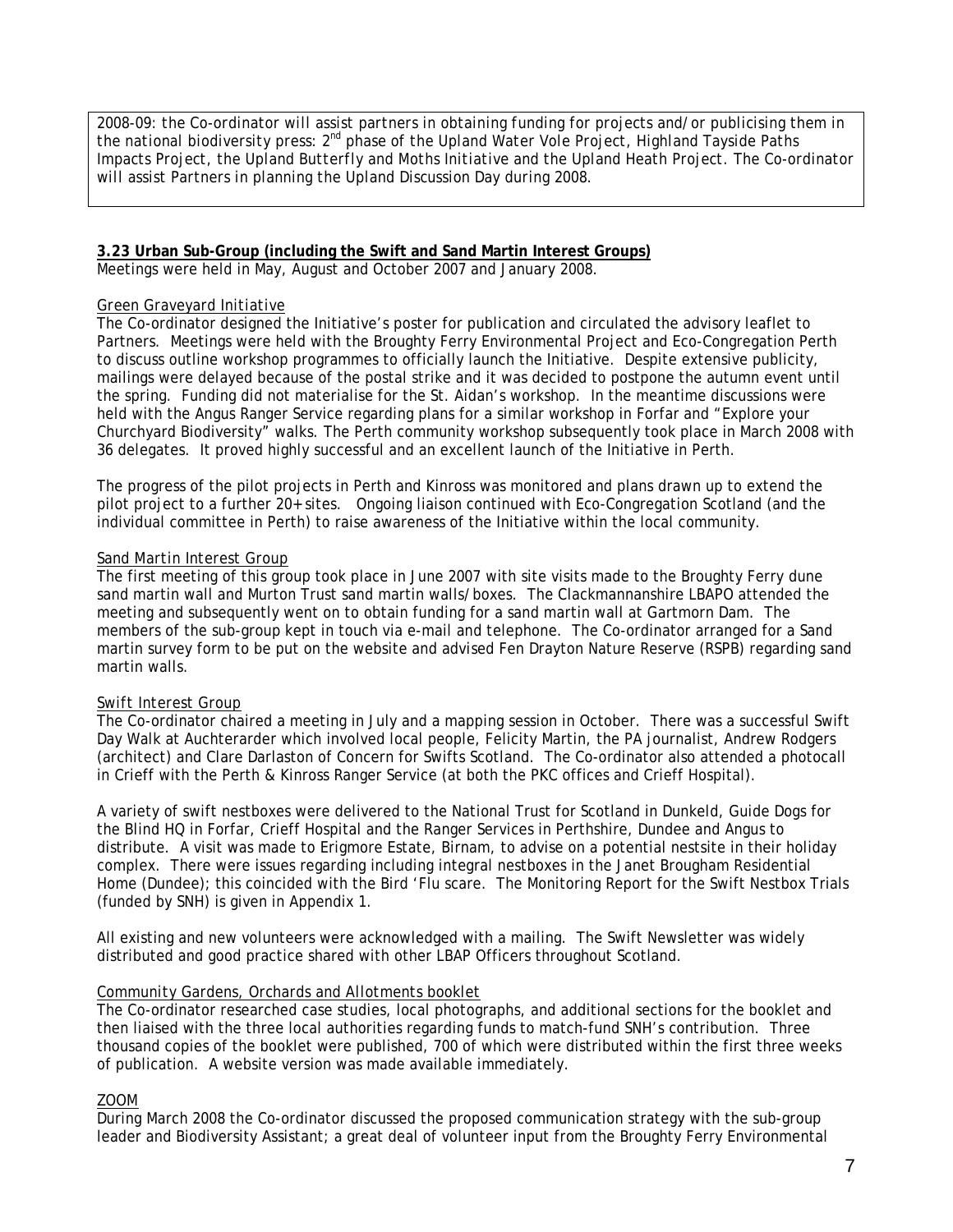*2008-09: the Co-ordinator will assist partners in obtaining funding for projects and/or publicising them in the national biodiversity press: 2nd phase of the Upland Water Vole Project, Highland Tayside Paths Impacts Project, the Upland Butterfly and Moths Initiative and the Upland Heath Project. The Co-ordinator will assist Partners in planning the Upland Discussion Day during 2008.*

**3.23 Urban Sub-Group (including the Swift and Sand Martin Interest Groups)**

Meetings were held in May, August and October 2007 and January 2008.

Green Graveyard Initiative

The Co-ordinator designed the Initiative's poster for publication and circulated the advisory leaflet to Partners. Meetings were held with the Broughty Ferry Environmental Project and Eco-Congregation Perth to discuss outline workshop programmes to officially launch the Initiative. Despite extensive publicity, mailings were delayed because of the postal strike and it was decided to postpone the autumn event until the spring. Funding did not materialise for the St. Aidan's workshop. In the meantime discussions were held with the Angus Ranger Service regarding plans for a similar workshop in Forfar and "Explore your Churchyard Biodiversity" walks. The Perth community workshop subsequently took place in March 2008 with 36 delegates. It proved highly successful and an excellent launch of the Initiative in Perth.

The progress of the pilot projects in Perth and Kinross was monitored and plans drawn up to extend the pilot project to a further 20+ sites. Ongoing liaison continued with Eco-Congregation Scotland (and the individual committee in Perth) to raise awareness of the Initiative within the local community.

Sand Martin Interest Group

The first meeting of this group took place in June 2007 with site visits made to the Broughty Ferry dune sand martin wall and Murton Trust sand martin walls/boxes. The Clackmannanshire LBAPO attended the meeting and subsequently went on to obtain funding for a sand martin wall at Gartmorn Dam. The members of the sub-group kept in touch via e-mail and telephone. The Co-ordinator arranged for a Sand martin survey form to be put on the website and advised Fen Drayton Nature Reserve (RSPB) regarding sand martin walls.

Swift Interest Group

The Co-ordinator chaired a meeting in July and a mapping session in October. There was a successful Swift Day Walk at Auchterarder which involved local people, Felicity Martin, the PA journalist, Andrew Rodgers (architect) and Clare Darlaston of Concern for Swifts Scotland. The Co-ordinator also attended a photocall in Crieff with the Perth & Kinross Ranger Service (at both the PKC offices and Crieff Hospital).

A variety of swift nestboxes were delivered to the National Trust for Scotland in Dunkeld, Guide Dogs for the Blind HQ in Forfar, Crieff Hospital and the Ranger Services in Perthshire, Dundee and Angus to distribute. A visit was made to Erigmore Estate, Birnam, to advise on a potential nestsite in their holiday complex. There were issues regarding including integral nestboxes in the Janet Brougham Residential Home (Dundee); this coincided with the Bird 'Flu scare. The Monitoring Report for the Swift Nestbox Trials (funded by SNH) is given in Appendix 1.

All existing and new volunteers were acknowledged with a mailing. The Swift Newsletter was widely distributed and good practice shared with other LBAP Officers throughout Scotland.

Community Gardens, Orchards and Allotments booklet

The Co-ordinator researched case studies, local photographs, and additional sections for the booklet and then liaised with the three local authorities regarding funds to match-fund SNH's contribution. Three thousand copies of the booklet were published, 700 of which were distributed within the first three weeks of publication. A website version was made available immediately.

ZOOM

During March 2008 the Co-ordinator discussed the proposed communication strategy with the sub-group leader and Biodiversity Assistant; a great deal of volunteer input from the Broughty Ferry Environmental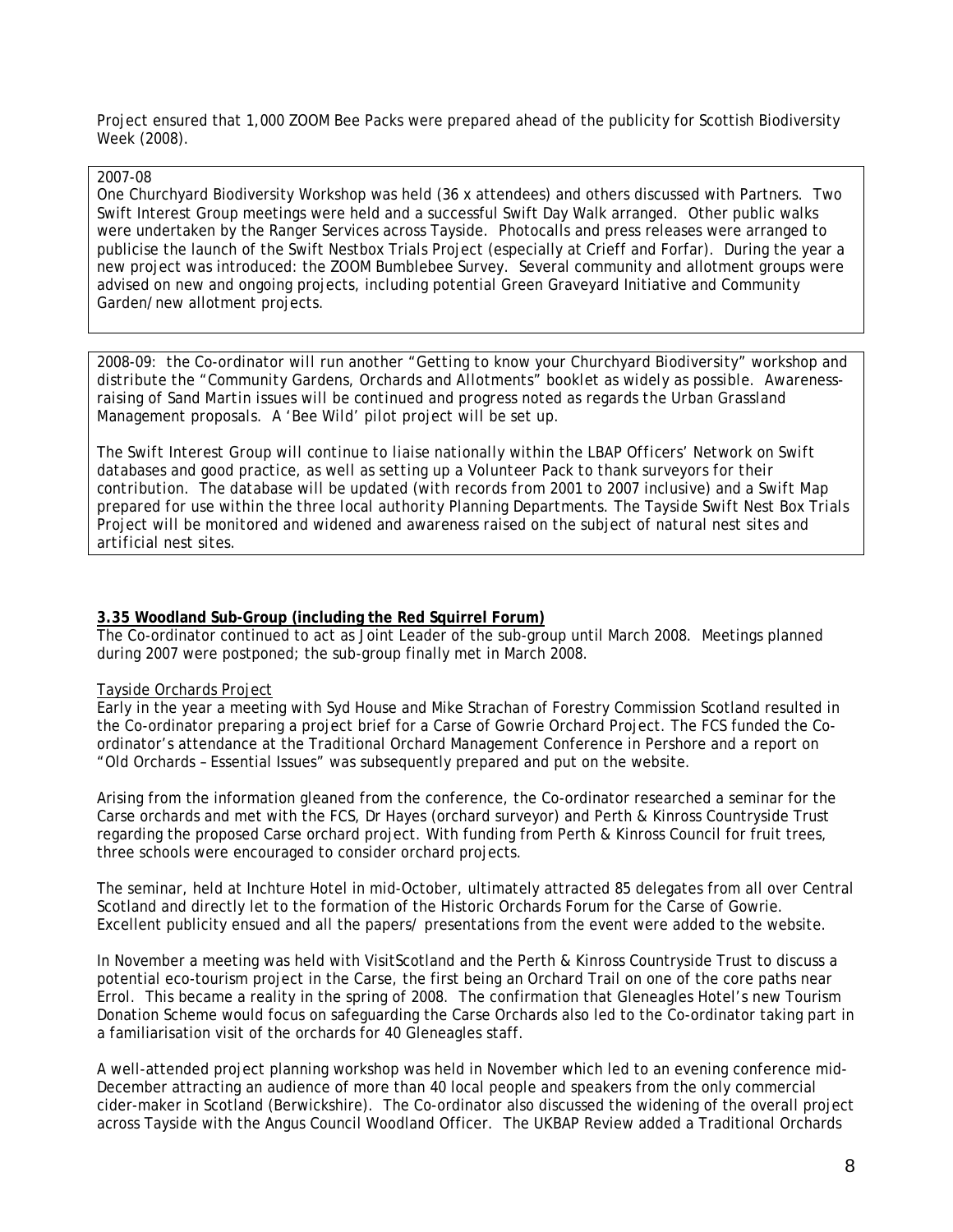Project ensured that 1,000 ZOOM Bee Packs were prepared ahead of the publicity for Scottish Biodiversity Week (2008).

2007-08
One Churchyard Biodiversity Workshop was held (36 x attendees) and others discussed with Partners. Two Swift Interest Group meetings were held and a successful Swift Day Walk arranged. Other public walks were undertaken by the Ranger Services across Tayside. Photocalls and press releases were arranged to publicise the launch of the Swift Nestbox Trials Project (especially at Crieff and Forfar). During the year a new project was introduced: the ZOOM Bumblebee Survey. Several community and allotment groups were advised on new and ongoing projects, including potential Green Graveyard Initiative and Community Garden/new allotment projects.

*2008-09: the Co-ordinator will run another "Getting to know your Churchyard Biodiversity" workshop and distribute the "Community Gardens, Orchards and Allotments" booklet as widely as possible. Awareness-raising of Sand Martin issues will be continued and progress noted as regards the Urban Grassland Management proposals. A 'Bee Wild' pilot project will be set up.*

*The Swift Interest Group will continue to liaise nationally within the LBAP Officers' Network on Swift databases and good practice, as well as setting up a Volunteer Pack to thank surveyors for their contribution. The database will be updated (with records from 2001 to 2007 inclusive) and a Swift Map prepared for use within the three local authority Planning Departments. The Tayside Swift Nest Box Trials Project will be monitored and widened and awareness raised on the subject of natural nest sites and artificial nest sites.*

**3.35 Woodland Sub-Group (including the Red Squirrel Forum)**

The Co-ordinator continued to act as Joint Leader of the sub-group until March 2008. Meetings planned during 2007 were postponed; the sub-group finally met in March 2008.

Tayside Orchards Project

Early in the year a meeting with Syd House and Mike Strachan of Forestry Commission Scotland resulted in the Co-ordinator preparing a project brief for a Carse of Gowrie Orchard Project. The FCS funded the Co-ordinator's attendance at the Traditional Orchard Management Conference in Pershore and a report on "Old Orchards – Essential Issues" was subsequently prepared and put on the website.

Arising from the information gleaned from the conference, the Co-ordinator researched a seminar for the Carse orchards and met with the FCS, Dr Hayes (orchard surveyor) and Perth & Kinross Countryside Trust regarding the proposed Carse orchard project. With funding from Perth & Kinross Council for fruit trees, three schools were encouraged to consider orchard projects.

The seminar, held at Inchture Hotel in mid-October, ultimately attracted 85 delegates from all over Central Scotland and directly let to the formation of the Historic Orchards Forum for the Carse of Gowrie. Excellent publicity ensued and all the papers/ presentations from the event were added to the website.

In November a meeting was held with VisitScotland and the Perth & Kinross Countryside Trust to discuss a potential eco-tourism project in the Carse, the first being an Orchard Trail on one of the core paths near Errol. This became a reality in the spring of 2008. The confirmation that Gleneagles Hotel's new Tourism Donation Scheme would focus on safeguarding the Carse Orchards also led to the Co-ordinator taking part in a familiarisation visit of the orchards for 40 Gleneagles staff.

A well-attended project planning workshop was held in November which led to an evening conference mid-December attracting an audience of more than 40 local people and speakers from the only commercial cider-maker in Scotland (Berwickshire). The Co-ordinator also discussed the widening of the overall project across Tayside with the Angus Council Woodland Officer. The UKBAP Review added a Traditional Orchards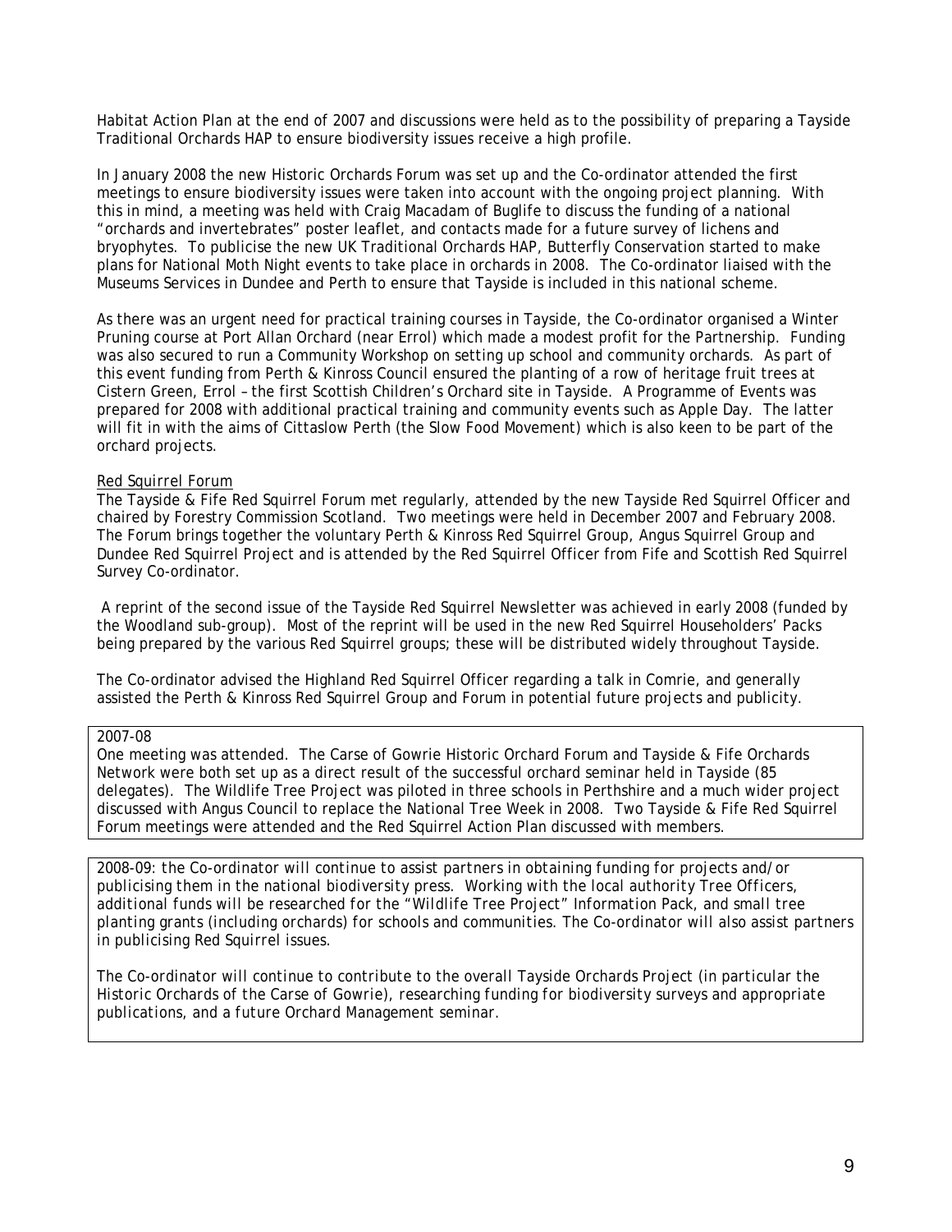Habitat Action Plan at the end of 2007 and discussions were held as to the possibility of preparing a Tayside Traditional Orchards HAP to ensure biodiversity issues receive a high profile.

In January 2008 the new Historic Orchards Forum was set up and the Co-ordinator attended the first meetings to ensure biodiversity issues were taken into account with the ongoing project planning. With this in mind, a meeting was held with Craig Macadam of Buglife to discuss the funding of a national "orchards and invertebrates" poster leaflet, and contacts made for a future survey of lichens and bryophytes. To publicise the new UK Traditional Orchards HAP, Butterfly Conservation started to make plans for National Moth Night events to take place in orchards in 2008. The Co-ordinator liaised with the Museums Services in Dundee and Perth to ensure that Tayside is included in this national scheme.

As there was an urgent need for practical training courses in Tayside, the Co-ordinator organised a Winter Pruning course at Port Allan Orchard (near Errol) which made a modest profit for the Partnership. Funding was also secured to run a Community Workshop on setting up school and community orchards. As part of this event funding from Perth & Kinross Council ensured the planting of a row of heritage fruit trees at Cistern Green, Errol – the first Scottish Children's Orchard site in Tayside. A Programme of Events was prepared for 2008 with additional practical training and community events such as Apple Day. The latter will fit in with the aims of Cittaslow Perth (the Slow Food Movement) which is also keen to be part of the orchard projects.

Red Squirrel Forum

The Tayside & Fife Red Squirrel Forum met regularly, attended by the new Tayside Red Squirrel Officer and chaired by Forestry Commission Scotland. Two meetings were held in December 2007 and February 2008. The Forum brings together the voluntary Perth & Kinross Red Squirrel Group, Angus Squirrel Group and Dundee Red Squirrel Project and is attended by the Red Squirrel Officer from Fife and Scottish Red Squirrel Survey Co-ordinator.

A reprint of the second issue of the Tayside Red Squirrel Newsletter was achieved in early 2008 (funded by the Woodland sub-group). Most of the reprint will be used in the new Red Squirrel Householders' Packs being prepared by the various Red Squirrel groups; these will be distributed widely throughout Tayside.

The Co-ordinator advised the Highland Red Squirrel Officer regarding a talk in Comrie, and generally assisted the Perth & Kinross Red Squirrel Group and Forum in potential future projects and publicity.

2007-08

One meeting was attended. The Carse of Gowrie Historic Orchard Forum and Tayside & Fife Orchards Network were both set up as a direct result of the successful orchard seminar held in Tayside (85 delegates). The Wildlife Tree Project was piloted in three schools in Perthshire and a much wider project discussed with Angus Council to replace the National Tree Week in 2008. Two Tayside & Fife Red Squirrel Forum meetings were attended and the Red Squirrel Action Plan discussed with members.

*2008-09: the Co-ordinator will continue to assist partners in obtaining funding for projects and/or publicising them in the national biodiversity press. Working with the local authority Tree Officers, additional funds will be researched for the "Wildlife Tree Project" Information Pack, and small tree planting grants (including orchards) for schools and communities. The Co-ordinator will also assist partners in publicising Red Squirrel issues.*

*The Co-ordinator will continue to contribute to the overall Tayside Orchards Project (in particular the Historic Orchards of the Carse of Gowrie), researching funding for biodiversity surveys and appropriate publications, and a future Orchard Management seminar.*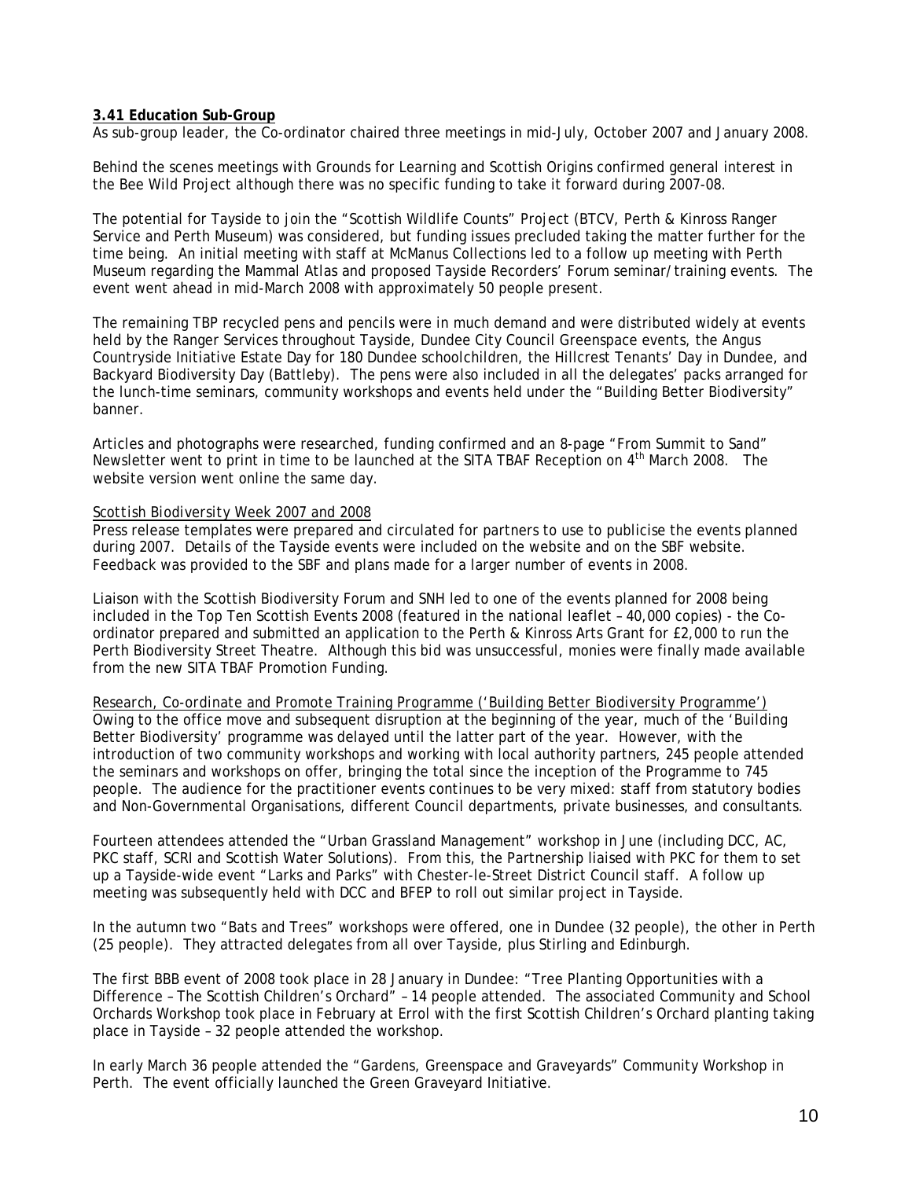**3.41 Education Sub-Group**

As sub-group leader, the Co-ordinator chaired three meetings in mid-July, October 2007 and January 2008.

Behind the scenes meetings with Grounds for Learning and Scottish Origins confirmed general interest in the Bee Wild Project although there was no specific funding to take it forward during 2007-08.

The potential for Tayside to join the "Scottish Wildlife Counts" Project (BTCV, Perth & Kinross Ranger Service and Perth Museum) was considered, but funding issues precluded taking the matter further for the time being. An initial meeting with staff at McManus Collections led to a follow up meeting with Perth Museum regarding the Mammal Atlas and proposed Tayside Recorders' Forum seminar/training events. The event went ahead in mid-March 2008 with approximately 50 people present.

The remaining TBP recycled pens and pencils were in much demand and were distributed widely at events held by the Ranger Services throughout Tayside, Dundee City Council Greenspace events, the Angus Countryside Initiative Estate Day for 180 Dundee schoolchildren, the Hillcrest Tenants' Day in Dundee, and Backyard Biodiversity Day (Battleby). The pens were also included in all the delegates' packs arranged for the lunch-time seminars, community workshops and events held under the "Building Better Biodiversity" banner.

Articles and photographs were researched, funding confirmed and an 8-page "From Summit to Sand" Newsletter went to print in time to be launched at the SITA TBAF Reception on 4th March 2008. The website version went online the same day.

Scottish Biodiversity Week 2007 and 2008

Press release templates were prepared and circulated for partners to use to publicise the events planned during 2007. Details of the Tayside events were included on the website and on the SBF website. Feedback was provided to the SBF and plans made for a larger number of events in 2008.

Liaison with the Scottish Biodiversity Forum and SNH led to one of the events planned for 2008 being included in the Top Ten Scottish Events 2008 (featured in the national leaflet – 40,000 copies) - the Co-ordinator prepared and submitted an application to the Perth & Kinross Arts Grant for £2,000 to run the Perth Biodiversity Street Theatre. Although this bid was unsuccessful, monies were finally made available from the new SITA TBAF Promotion Funding.

Research, Co-ordinate and Promote Training Programme ('Building Better Biodiversity Programme')

Owing to the office move and subsequent disruption at the beginning of the year, much of the 'Building Better Biodiversity' programme was delayed until the latter part of the year. However, with the introduction of two community workshops and working with local authority partners, 245 people attended the seminars and workshops on offer, bringing the total since the inception of the Programme to 745 people. The audience for the practitioner events continues to be very mixed: staff from statutory bodies and Non-Governmental Organisations, different Council departments, private businesses, and consultants.

Fourteen attendees attended the "Urban Grassland Management" workshop in June (including DCC, AC, PKC staff, SCRI and Scottish Water Solutions). From this, the Partnership liaised with PKC for them to set up a Tayside-wide event "Larks and Parks" with Chester-le-Street District Council staff. A follow up meeting was subsequently held with DCC and BFEP to roll out similar project in Tayside.

In the autumn two "Bats and Trees" workshops were offered, one in Dundee (32 people), the other in Perth (25 people). They attracted delegates from all over Tayside, plus Stirling and Edinburgh.

The first BBB event of 2008 took place in 28 January in Dundee: "Tree Planting Opportunities with a Difference – The Scottish Children's Orchard" – 14 people attended. The associated Community and School Orchards Workshop took place in February at Errol with the first Scottish Children's Orchard planting taking place in Tayside – 32 people attended the workshop.

In early March 36 people attended the "Gardens, Greenspace and Graveyards" Community Workshop in Perth. The event officially launched the Green Graveyard Initiative.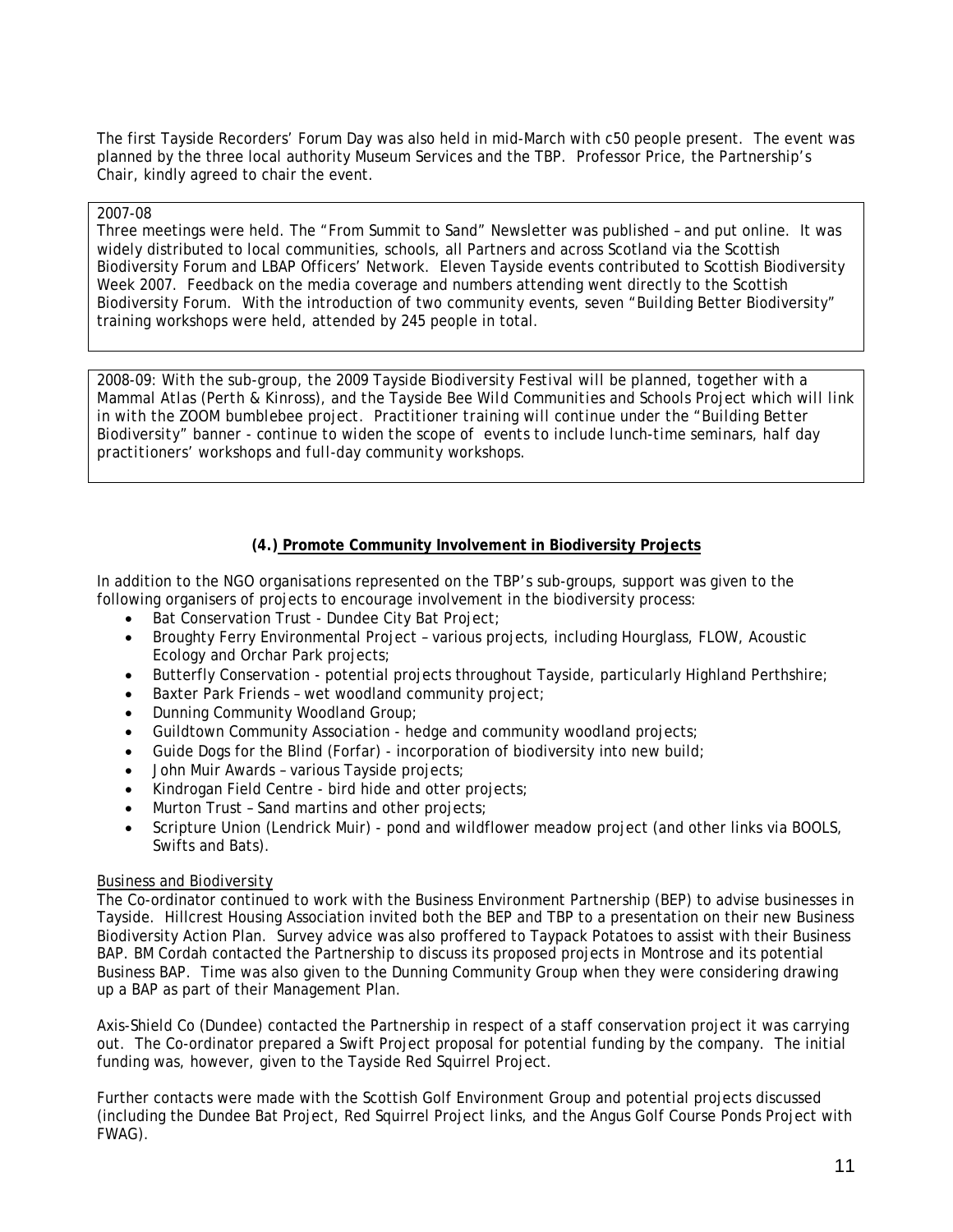The first Tayside Recorders' Forum Day was also held in mid-March with c50 people present. The event was planned by the three local authority Museum Services and the TBP. Professor Price, the Partnership's Chair, kindly agreed to chair the event.

2007-08
Three meetings were held. The "From Summit to Sand" Newsletter was published – and put online. It was widely distributed to local communities, schools, all Partners and across Scotland via the Scottish Biodiversity Forum and LBAP Officers' Network. Eleven Tayside events contributed to Scottish Biodiversity Week 2007. Feedback on the media coverage and numbers attending went directly to the Scottish Biodiversity Forum. With the introduction of two community events, seven "Building Better Biodiversity" training workshops were held, attended by 245 people in total.

*2008-09: With the sub-group, the 2009 Tayside Biodiversity Festival will be planned, together with a Mammal Atlas (Perth & Kinross), and the Tayside Bee Wild Communities and Schools Project which will link in with the ZOOM bumblebee project. Practitioner training will continue under the "Building Better Biodiversity" banner - continue to widen the scope of events to include lunch-time seminars, half day practitioners' workshops and full-day community workshops.*

### (4.) Promote Community Involvement in Biodiversity Projects

In addition to the NGO organisations represented on the TBP's sub-groups, support was given to the following organisers of projects to encourage involvement in the biodiversity process:

- Bat Conservation Trust - Dundee City Bat Project;
- Broughty Ferry Environmental Project – various projects, including Hourglass, FLOW, Acoustic Ecology and Orchar Park projects;
- Butterfly Conservation - potential projects throughout Tayside, particularly Highland Perthshire;
- Baxter Park Friends – wet woodland community project;
- Dunning Community Woodland Group;
- Guildtown Community Association - hedge and community woodland projects;
- Guide Dogs for the Blind (Forfar) - incorporation of biodiversity into new build;
- John Muir Awards – various Tayside projects;
- Kindrogan Field Centre - bird hide and otter projects;
- Murton Trust – Sand martins and other projects;
- Scripture Union (Lendrick Muir) - pond and wildflower meadow project (and other links via BOOLS, Swifts and Bats).

Business and Biodiversity

The Co-ordinator continued to work with the Business Environment Partnership (BEP) to advise businesses in Tayside. Hillcrest Housing Association invited both the BEP and TBP to a presentation on their new Business Biodiversity Action Plan. Survey advice was also proffered to Taypack Potatoes to assist with their Business BAP. BM Cordah contacted the Partnership to discuss its proposed projects in Montrose and its potential Business BAP. Time was also given to the Dunning Community Group when they were considering drawing up a BAP as part of their Management Plan.

Axis-Shield Co (Dundee) contacted the Partnership in respect of a staff conservation project it was carrying out. The Co-ordinator prepared a Swift Project proposal for potential funding by the company. The initial funding was, however, given to the Tayside Red Squirrel Project.

Further contacts were made with the Scottish Golf Environment Group and potential projects discussed (including the Dundee Bat Project, Red Squirrel Project links, and the Angus Golf Course Ponds Project with FWAG).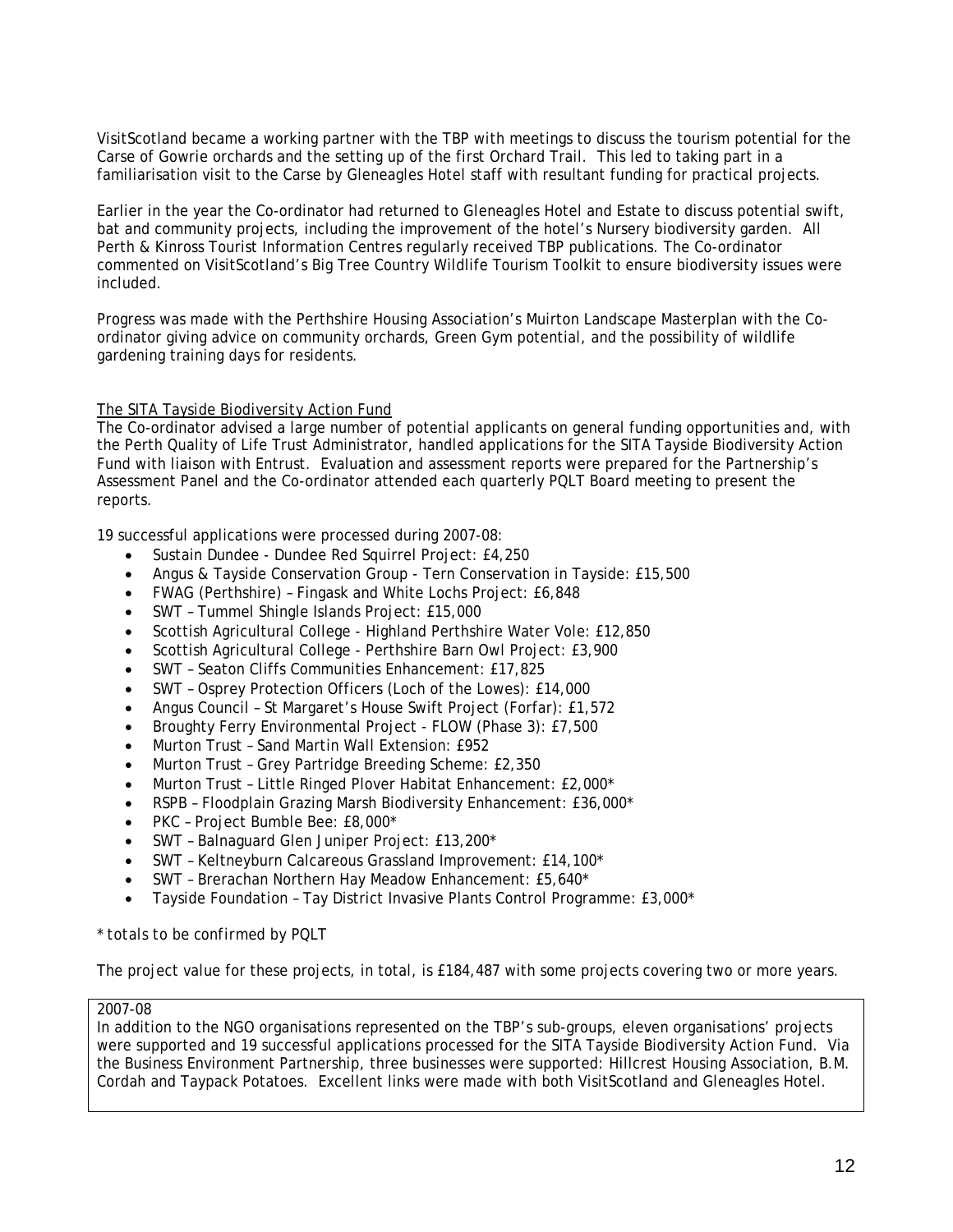VisitScotland became a working partner with the TBP with meetings to discuss the tourism potential for the Carse of Gowrie orchards and the setting up of the first Orchard Trail. This led to taking part in a familiarisation visit to the Carse by Gleneagles Hotel staff with resultant funding for practical projects.

Earlier in the year the Co-ordinator had returned to Gleneagles Hotel and Estate to discuss potential swift, bat and community projects, including the improvement of the hotel's Nursery biodiversity garden. All Perth & Kinross Tourist Information Centres regularly received TBP publications. The Co-ordinator commented on VisitScotland's Big Tree Country Wildlife Tourism Toolkit to ensure biodiversity issues were included.

Progress was made with the Perthshire Housing Association's Muirton Landscape Masterplan with the Co-ordinator giving advice on community orchards, Green Gym potential, and the possibility of wildlife gardening training days for residents.

<u>The SITA Tayside Biodiversity Action Fund</u>

The Co-ordinator advised a large number of potential applicants on general funding opportunities and, with the Perth Quality of Life Trust Administrator, handled applications for the SITA Tayside Biodiversity Action Fund with liaison with Entrust. Evaluation and assessment reports were prepared for the Partnership's Assessment Panel and the Co-ordinator attended each quarterly PQLT Board meeting to present the reports.

19 successful applications were processed during 2007-08:

- Sustain Dundee - Dundee Red Squirrel Project: £4,250
- Angus & Tayside Conservation Group - Tern Conservation in Tayside: £15,500
- FWAG (Perthshire) – Fingask and White Lochs Project: £6,848
- SWT – Tummel Shingle Islands Project: £15,000
- Scottish Agricultural College - Highland Perthshire Water Vole: £12,850
- Scottish Agricultural College - Perthshire Barn Owl Project: £3,900
- SWT – Seaton Cliffs Communities Enhancement: £17,825
- SWT – Osprey Protection Officers (Loch of the Lowes): £14,000
- Angus Council – St Margaret's House Swift Project (Forfar): £1,572
- Broughty Ferry Environmental Project - FLOW (Phase 3): £7,500
- Murton Trust – Sand Martin Wall Extension: £952
- Murton Trust – Grey Partridge Breeding Scheme: £2,350
- Murton Trust – Little Ringed Plover Habitat Enhancement: £2,000*
- RSPB – Floodplain Grazing Marsh Biodiversity Enhancement: £36,000*
- PKC – Project Bumble Bee: £8,000*
- SWT – Balnaguard Glen Juniper Project: £13,200*
- SWT – Keltneyburn Calcareous Grassland Improvement: £14,100*
- SWT – Brerachan Northern Hay Meadow Enhancement: £5,640*
- Tayside Foundation – Tay District Invasive Plants Control Programme: £3,000*

*\* totals to be confirmed by PQLT*

*The project value for these projects, in total, is £184,487 with some projects covering two or more years.*

2007-08
In addition to the NGO organisations represented on the TBP's sub-groups, eleven organisations' projects were supported and 19 successful applications processed for the SITA Tayside Biodiversity Action Fund. Via the Business Environment Partnership, three businesses were supported: Hillcrest Housing Association, B.M. Cordah and Taypack Potatoes. Excellent links were made with both VisitScotland and Gleneagles Hotel.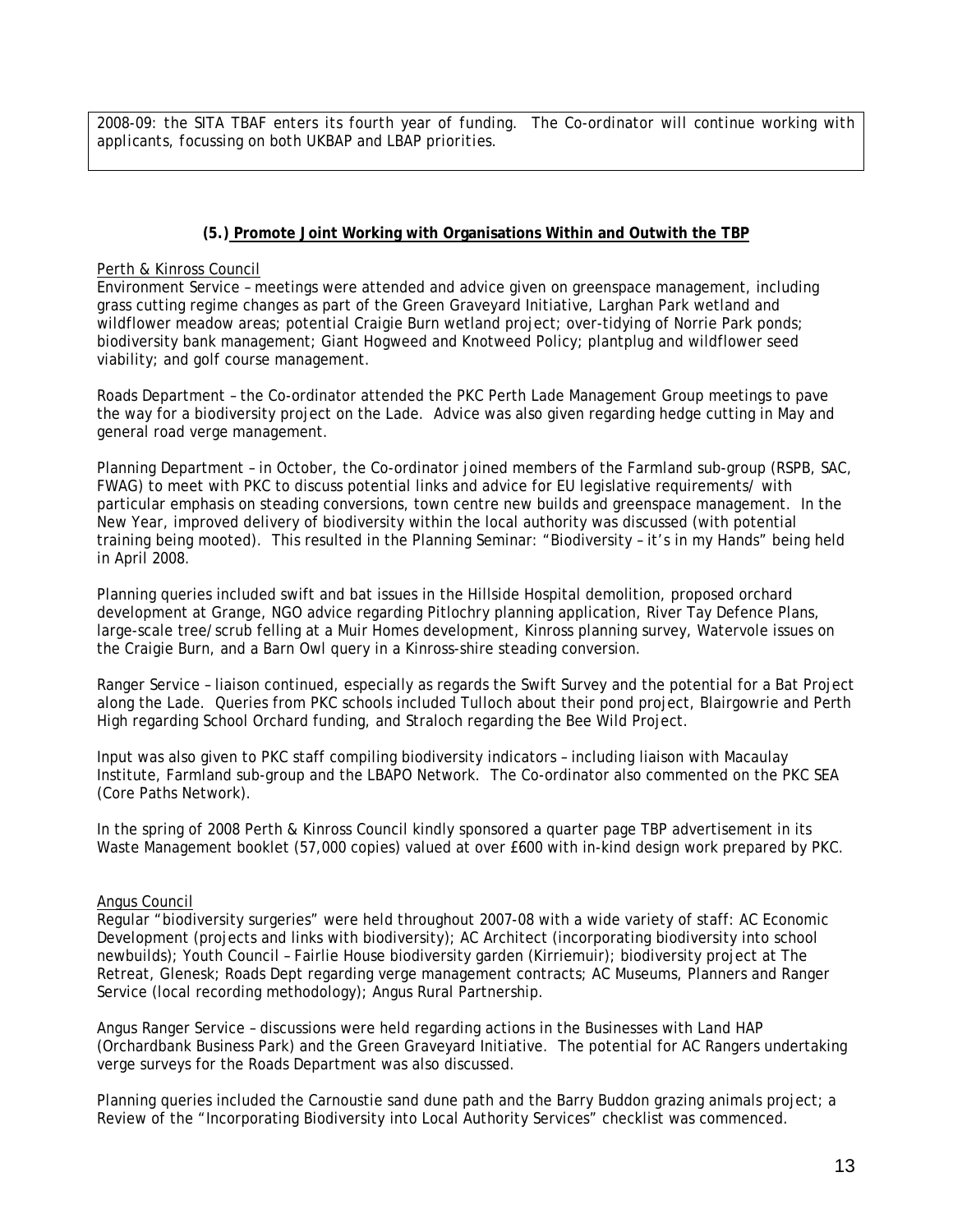2008-09: the SITA TBAF enters its fourth year of funding. The Co-ordinator will continue working with applicants, focussing on both UKBAP and LBAP priorities.

### (5.) Promote Joint Working with Organisations Within and Outwith the TBP

Perth & Kinross Council

Environment Service – meetings were attended and advice given on greenspace management, including grass cutting regime changes as part of the Green Graveyard Initiative, Larghan Park wetland and wildflower meadow areas; potential Craigie Burn wetland project; over-tidying of Norrie Park ponds; biodiversity bank management; Giant Hogweed and Knotweed Policy; plantplug and wildflower seed viability; and golf course management.

Roads Department – the Co-ordinator attended the PKC Perth Lade Management Group meetings to pave the way for a biodiversity project on the Lade. Advice was also given regarding hedge cutting in May and general road verge management.

Planning Department – in October, the Co-ordinator joined members of the Farmland sub-group (RSPB, SAC, FWAG) to meet with PKC to discuss potential links and advice for EU legislative requirements/ with particular emphasis on steading conversions, town centre new builds and greenspace management. In the New Year, improved delivery of biodiversity within the local authority was discussed (with potential training being mooted). This resulted in the Planning Seminar: "Biodiversity – it's in my Hands" being held in April 2008.

Planning queries included swift and bat issues in the Hillside Hospital demolition, proposed orchard development at Grange, NGO advice regarding Pitlochry planning application, River Tay Defence Plans, large-scale tree/scrub felling at a Muir Homes development, Kinross planning survey, Watervole issues on the Craigie Burn, and a Barn Owl query in a Kinross-shire steading conversion.

Ranger Service – liaison continued, especially as regards the Swift Survey and the potential for a Bat Project along the Lade. Queries from PKC schools included Tulloch about their pond project, Blairgowrie and Perth High regarding School Orchard funding, and Straloch regarding the Bee Wild Project.

Input was also given to PKC staff compiling biodiversity indicators – including liaison with Macaulay Institute, Farmland sub-group and the LBAPO Network. The Co-ordinator also commented on the PKC SEA (Core Paths Network).

In the spring of 2008 Perth & Kinross Council kindly sponsored a quarter page TBP advertisement in its Waste Management booklet (57,000 copies) valued at over £600 with in-kind design work prepared by PKC.

Angus Council

Regular "biodiversity surgeries" were held throughout 2007-08 with a wide variety of staff: AC Economic Development (projects and links with biodiversity); AC Architect (incorporating biodiversity into school newbuilds); Youth Council – Fairlie House biodiversity garden (Kirriemuir); biodiversity project at The Retreat, Glenesk; Roads Dept regarding verge management contracts; AC Museums, Planners and Ranger Service (local recording methodology); Angus Rural Partnership.

Angus Ranger Service – discussions were held regarding actions in the Businesses with Land HAP (Orchardbank Business Park) and the Green Graveyard Initiative. The potential for AC Rangers undertaking verge surveys for the Roads Department was also discussed.

Planning queries included the Carnoustie sand dune path and the Barry Buddon grazing animals project; a Review of the "Incorporating Biodiversity into Local Authority Services" checklist was commenced.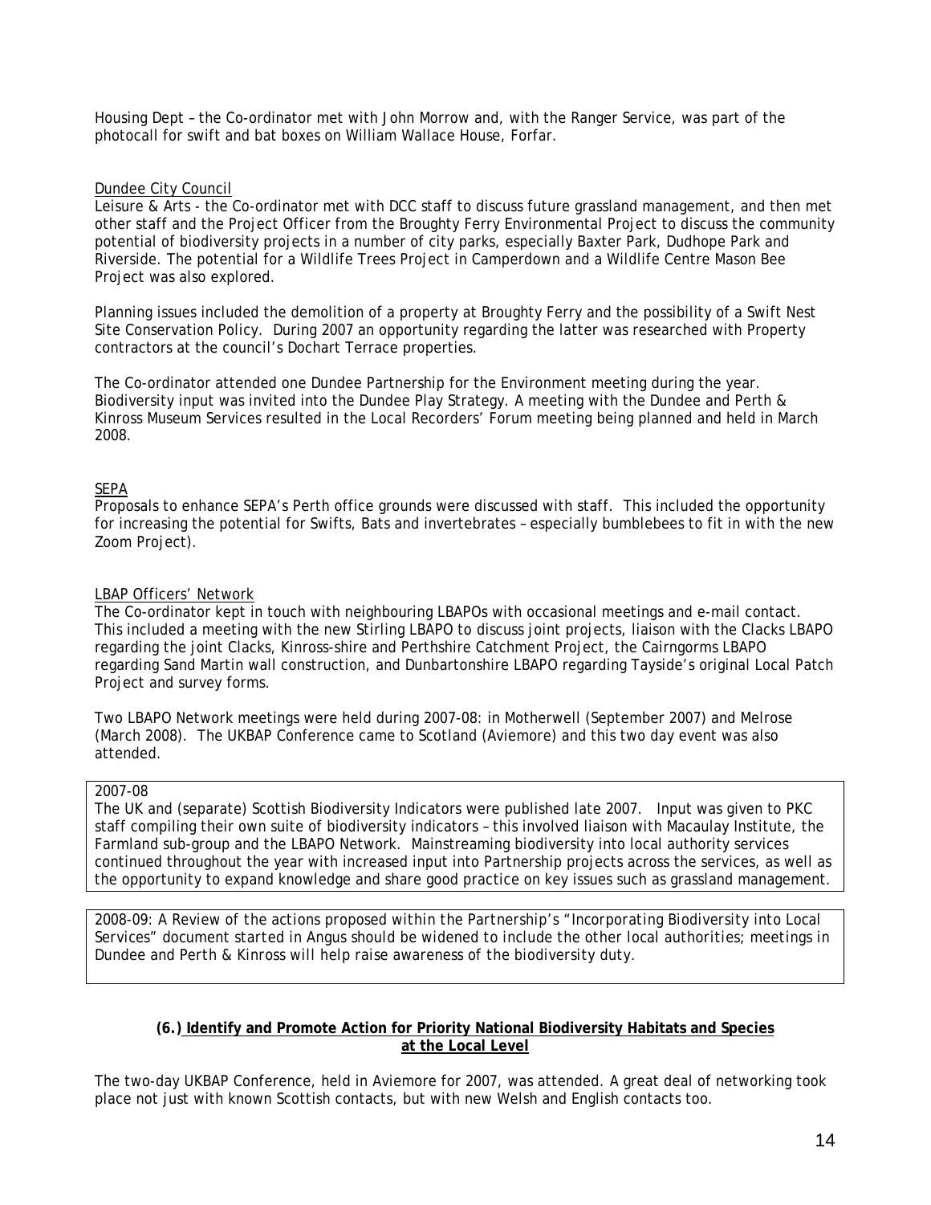Housing Dept – the Co-ordinator met with John Morrow and, with the Ranger Service, was part of the photocall for swift and bat boxes on William Wallace House, Forfar.

Dundee City Council

Leisure & Arts - the Co-ordinator met with DCC staff to discuss future grassland management, and then met other staff and the Project Officer from the Broughty Ferry Environmental Project to discuss the community potential of biodiversity projects in a number of city parks, especially Baxter Park, Dudhope Park and Riverside. The potential for a Wildlife Trees Project in Camperdown and a Wildlife Centre Mason Bee Project was also explored.

Planning issues included the demolition of a property at Broughty Ferry and the possibility of a Swift Nest Site Conservation Policy. During 2007 an opportunity regarding the latter was researched with Property contractors at the council's Dochart Terrace properties.

The Co-ordinator attended one Dundee Partnership for the Environment meeting during the year. Biodiversity input was invited into the Dundee Play Strategy. A meeting with the Dundee and Perth & Kinross Museum Services resulted in the Local Recorders' Forum meeting being planned and held in March 2008.

SEPA

Proposals to enhance SEPA's Perth office grounds were discussed with staff. This included the opportunity for increasing the potential for Swifts, Bats and invertebrates – especially bumblebees to fit in with the new Zoom Project).

LBAP Officers' Network

The Co-ordinator kept in touch with neighbouring LBAPOs with occasional meetings and e-mail contact. This included a meeting with the new Stirling LBAPO to discuss joint projects, liaison with the Clacks LBAPO regarding the joint Clacks, Kinross-shire and Perthshire Catchment Project, the Cairngorms LBAPO regarding Sand Martin wall construction, and Dunbartonshire LBAPO regarding Tayside's original Local Patch Project and survey forms.

Two LBAPO Network meetings were held during 2007-08: in Motherwell (September 2007) and Melrose (March 2008). The UKBAP Conference came to Scotland (Aviemore) and this two day event was also attended.

2007-08

The UK and (separate) Scottish Biodiversity Indicators were published late 2007. Input was given to PKC staff compiling their own suite of biodiversity indicators – this involved liaison with Macaulay Institute, the Farmland sub-group and the LBAPO Network. Mainstreaming biodiversity into local authority services continued throughout the year with increased input into Partnership projects across the services, as well as the opportunity to expand knowledge and share good practice on key issues such as grassland management.

*2008-09: A Review of the actions proposed within the Partnership's "Incorporating Biodiversity into Local Services" document started in Angus should be widened to include the other local authorities; meetings in Dundee and Perth & Kinross will help raise awareness of the biodiversity duty.*

**(6.) Identify and Promote Action for Priority National Biodiversity Habitats and Species at the Local Level**

The two-day UKBAP Conference, held in Aviemore for 2007, was attended. A great deal of networking took place not just with known Scottish contacts, but with new Welsh and English contacts too.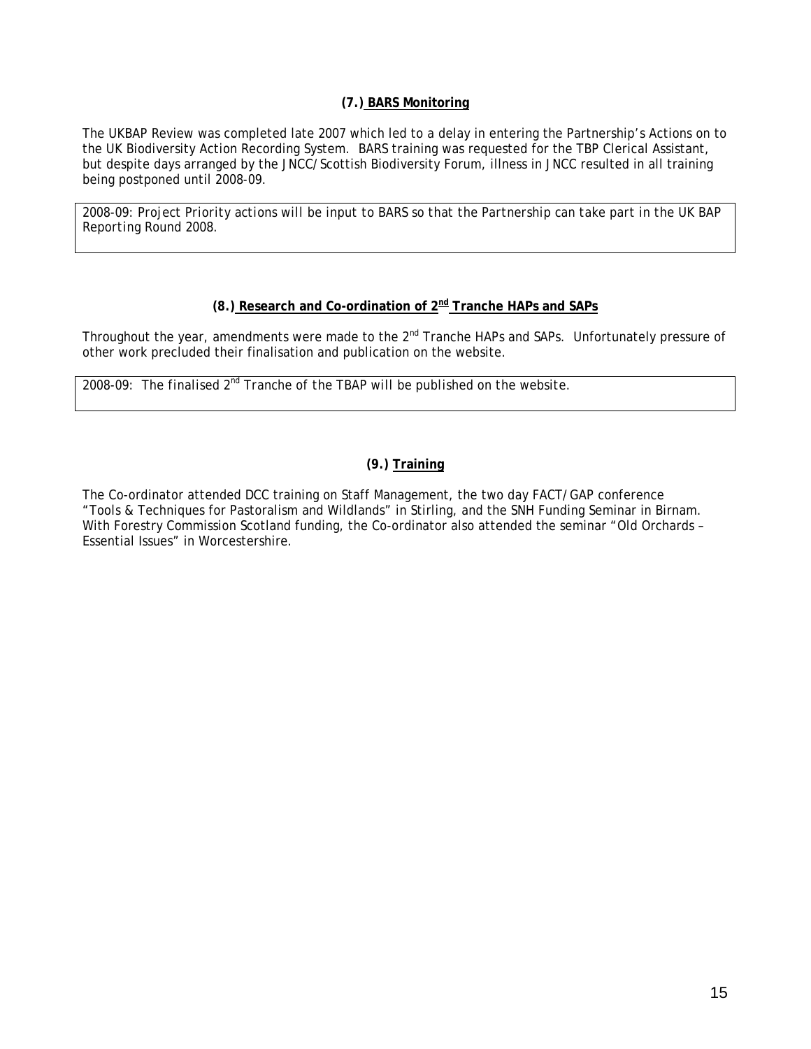### (7.) **BARS Monitoring**

The UKBAP Review was completed late 2007 which led to a delay in entering the Partnership's Actions on to the UK Biodiversity Action Recording System. BARS training was requested for the TBP Clerical Assistant, but despite days arranged by the JNCC/Scottish Biodiversity Forum, illness in JNCC resulted in all training being postponed until 2008-09.

*2008-09: Project Priority actions will be input to BARS so that the Partnership can take part in the UK BAP Reporting Round 2008.*

### (8.) **Research and Co-ordination of 2nd Tranche HAPs and SAPs**

Throughout the year, amendments were made to the 2nd Tranche HAPs and SAPs. Unfortunately pressure of other work precluded their finalisation and publication on the website.

*2008-09: The finalised 2nd Tranche of the TBAP will be published on the website.*

### (9.) **Training**

The Co-ordinator attended DCC training on Staff Management, the two day FACT/GAP conference "Tools & Techniques for Pastoralism and Wildlands" in Stirling, and the SNH Funding Seminar in Birnam. With Forestry Commission Scotland funding, the Co-ordinator also attended the seminar "Old Orchards – Essential Issues" in Worcestershire.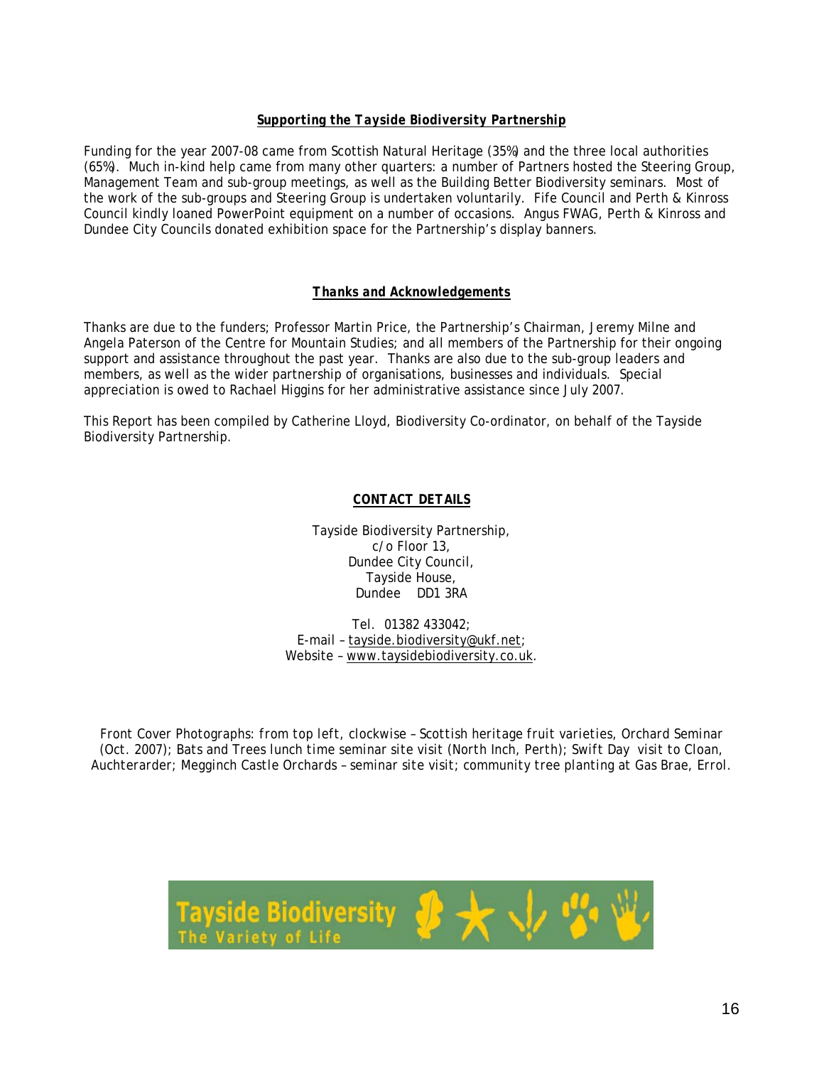## ***Supporting the Tayside Biodiversity Partnership***

Funding for the year 2007-08 came from Scottish Natural Heritage (35%) and the three local authorities (65%). Much in-kind help came from many other quarters: a number of Partners hosted the Steering Group, Management Team and sub-group meetings, as well as the Building Better Biodiversity seminars. Most of the work of the sub-groups and Steering Group is undertaken voluntarily. Fife Council and Perth & Kinross Council kindly loaned PowerPoint equipment on a number of occasions. Angus FWAG, Perth & Kinross and Dundee City Councils donated exhibition space for the Partnership's display banners.

## ***Thanks and Acknowledgements***

Thanks are due to the funders; Professor Martin Price, the Partnership's Chairman, Jeremy Milne and Angela Paterson of the Centre for Mountain Studies; and all members of the Partnership for their ongoing support and assistance throughout the past year. Thanks are also due to the sub-group leaders and members, as well as the wider partnership of organisations, businesses and individuals. Special appreciation is owed to Rachael Higgins for her administrative assistance since July 2007.

This Report has been compiled by Catherine Lloyd, Biodiversity Co-ordinator, on behalf of the Tayside Biodiversity Partnership.

## **CONTACT DETAILS**

Tayside Biodiversity Partnership,
c/o Floor 13,
Dundee City Council,
Tayside House,
Dundee DD1 3RA

Tel. 01382 433042;
E-mail – tayside.biodiversity@ukf.net;
Website – www.taysidebiodiversity.co.uk.

*Front Cover Photographs: from top left, clockwise – Scottish heritage fruit varieties, Orchard Seminar (Oct. 2007); Bats and Trees lunch time seminar site visit (North Inch, Perth); Swift Day visit to Cloan, Auchterarder; Megginch Castle Orchards – seminar site visit; community tree planting at Gas Brae, Errol.*

Tayside Biodiversity
The Variety of Life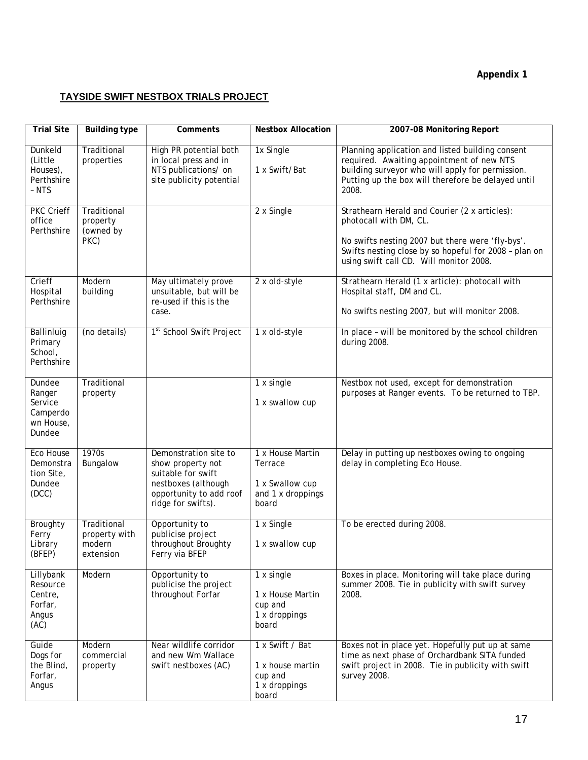**Appendix 1**

## TAYSIDE SWIFT NESTBOX TRIALS PROJECT

| Trial Site | Building type | Comments | Nestbox Allocation | 2007-08 Monitoring Report |
|---|---|---|---|---|
| Dunkeld (Little Houses), Perthshire – NTS | Traditional properties | High PR potential both in local press and in NTS publications/ on site publicity potential | 1x Single<br><br>1 x Swift/Bat | Planning application and listed building consent required. Awaiting appointment of new NTS building surveyor who will apply for permission. Putting up the box will therefore be delayed until 2008. |
| PKC Crieff office Perthshire | Traditional property (owned by PKC) | | 2 x Single | Strathearn Herald and Courier (2 x articles): photocall with DM, CL.<br><br>No swifts nesting 2007 but there were 'fly-bys'. Swifts nesting close by so hopeful for 2008 – plan on using swift call CD. Will monitor 2008. |
| Crieff Hospital Perthshire | Modern building | May ultimately prove unsuitable, but will be re-used if this is the case. | 2 x old-style | Strathearn Herald (1 x article): photocall with Hospital staff, DM and CL.<br><br>No swifts nesting 2007, but will monitor 2008. |
| Ballinluig Primary School, Perthshire | (no details) | 1st School Swift Project | 1 x old-style | In place – will be monitored by the school children during 2008. |
| Dundee Ranger Service Camperdown House, Dundee | Traditional property | | 1 x single<br><br>1 x swallow cup | Nestbox not used, except for demonstration purposes at Ranger events. To be returned to TBP. |
| Eco House Demonstration Site, Dundee (DCC) | 1970s Bungalow | Demonstration site to show property not suitable for swift nestboxes (although opportunity to add roof ridge for swifts). | 1 x House Martin Terrace<br><br>1 x Swallow cup and 1 x droppings board | Delay in putting up nestboxes owing to ongoing delay in completing Eco House. |
| Broughty Ferry Library (BFEP) | Traditional property with modern extension | Opportunity to publicise project throughout Broughty Ferry via BFEP | 1 x Single<br><br>1 x swallow cup | To be erected during 2008. |
| Lillybank Resource Centre, Forfar, Angus (AC) | Modern | Opportunity to publicise the project throughout Forfar | 1 x single<br><br>1 x House Martin cup and<br>1 x droppings board | Boxes in place. Monitoring will take place during summer 2008. Tie in publicity with swift survey 2008. |
| Guide Dogs for the Blind, Forfar, Angus | Modern commercial property | Near wildlife corridor and new Wm Wallace swift nestboxes (AC) | 1 x Swift / Bat<br><br>1 x house martin cup and<br>1 x droppings board | Boxes not in place yet. Hopefully put up at same time as next phase of Orchardbank SITA funded swift project in 2008. Tie in publicity with swift survey 2008. |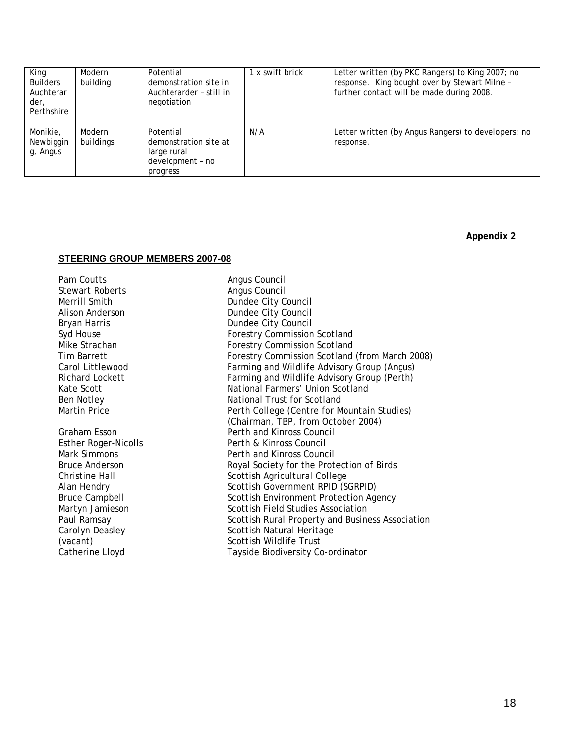| King Builders Auchterarder, Perthshire | Modern building | Potential demonstration site in Auchterarder – still in negotiation | 1 x swift brick | Letter written (by PKC Rangers) to King 2007; no response. King bought over by Stewart Milne – further contact will be made during 2008. |
|---|---|---|---|---|
| Monikie, Newbigging, Angus | Modern buildings | Potential demonstration site at large rural development – no progress | N/A | Letter written (by Angus Rangers) to developers; no response. |

**Appendix 2**

## STEERING GROUP MEMBERS 2007-08

| | |
|---|---|
| Pam Coutts | Angus Council |
| Stewart Roberts | Angus Council |
| Merrill Smith | Dundee City Council |
| Alison Anderson | Dundee City Council |
| Bryan Harris | Dundee City Council |
| Syd House | Forestry Commission Scotland |
| Mike Strachan | Forestry Commission Scotland |
| Tim Barrett | Forestry Commission Scotland (from March 2008) |
| Carol Littlewood | Farming and Wildlife Advisory Group (Angus) |
| Richard Lockett | Farming and Wildlife Advisory Group (Perth) |
| Kate Scott | National Farmers' Union Scotland |
| Ben Notley | National Trust for Scotland |
| Martin Price | Perth College (Centre for Mountain Studies) (Chairman, TBP, from October 2004) |
| Graham Esson | Perth and Kinross Council |
| Esther Roger-Nicolls | Perth & Kinross Council |
| Mark Simmons | Perth and Kinross Council |
| Bruce Anderson | Royal Society for the Protection of Birds |
| Christine Hall | Scottish Agricultural College |
| Alan Hendry | Scottish Government RPID (SGRPID) |
| Bruce Campbell | Scottish Environment Protection Agency |
| Martyn Jamieson | Scottish Field Studies Association |
| Paul Ramsay | Scottish Rural Property and Business Association |
| Carolyn Deasley | Scottish Natural Heritage |
| (vacant) | Scottish Wildlife Trust |
| Catherine Lloyd | Tayside Biodiversity Co-ordinator |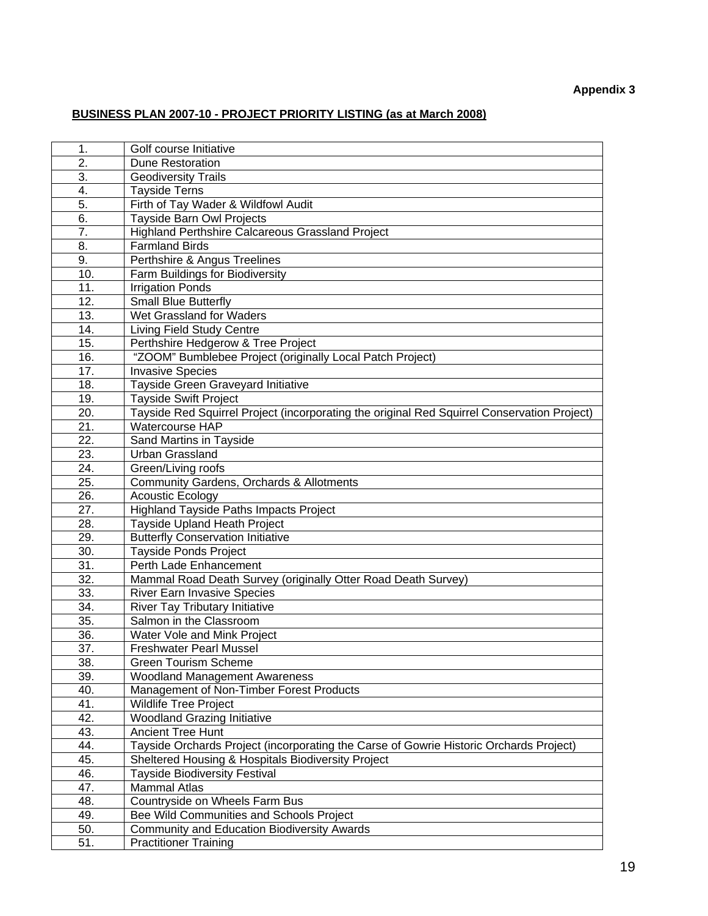**Appendix 3**

**BUSINESS PLAN 2007-10 - PROJECT PRIORITY LISTING (as at March 2008)**

| | |
|---|---|
| 1. | Golf course Initiative |
| 2. | Dune Restoration |
| 3. | Geodiversity Trails |
| 4. | Tayside Terns |
| 5. | Firth of Tay Wader & Wildfowl Audit |
| 6. | Tayside Barn Owl Projects |
| 7. | Highland Perthshire Calcareous Grassland Project |
| 8. | Farmland Birds |
| 9. | Perthshire & Angus Treelines |
| 10. | Farm Buildings for Biodiversity |
| 11. | Irrigation Ponds |
| 12. | Small Blue Butterfly |
| 13. | Wet Grassland for Waders |
| 14. | Living Field Study Centre |
| 15. | Perthshire Hedgerow & Tree Project |
| 16. | "ZOOM" Bumblebee Project (originally Local Patch Project) |
| 17. | Invasive Species |
| 18. | Tayside Green Graveyard Initiative |
| 19. | Tayside Swift Project |
| 20. | Tayside Red Squirrel Project (incorporating the original Red Squirrel Conservation Project) |
| 21. | Watercourse HAP |
| 22. | Sand Martins in Tayside |
| 23. | Urban Grassland |
| 24. | Green/Living roofs |
| 25. | Community Gardens, Orchards & Allotments |
| 26. | Acoustic Ecology |
| 27. | Highland Tayside Paths Impacts Project |
| 28. | Tayside Upland Heath Project |
| 29. | Butterfly Conservation Initiative |
| 30. | Tayside Ponds Project |
| 31. | Perth Lade Enhancement |
| 32. | Mammal Road Death Survey (originally Otter Road Death Survey) |
| 33. | River Earn Invasive Species |
| 34. | River Tay Tributary Initiative |
| 35. | Salmon in the Classroom |
| 36. | Water Vole and Mink Project |
| 37. | Freshwater Pearl Mussel |
| 38. | Green Tourism Scheme |
| 39. | Woodland Management Awareness |
| 40. | Management of Non-Timber Forest Products |
| 41. | Wildlife Tree Project |
| 42. | Woodland Grazing Initiative |
| 43. | Ancient Tree Hunt |
| 44. | Tayside Orchards Project (incorporating the Carse of Gowrie Historic Orchards Project) |
| 45. | Sheltered Housing & Hospitals Biodiversity Project |
| 46. | Tayside Biodiversity Festival |
| 47. | Mammal Atlas |
| 48. | Countryside on Wheels Farm Bus |
| 49. | Bee Wild Communities and Schools Project |
| 50. | Community and Education Biodiversity Awards |
| 51. | Practitioner Training |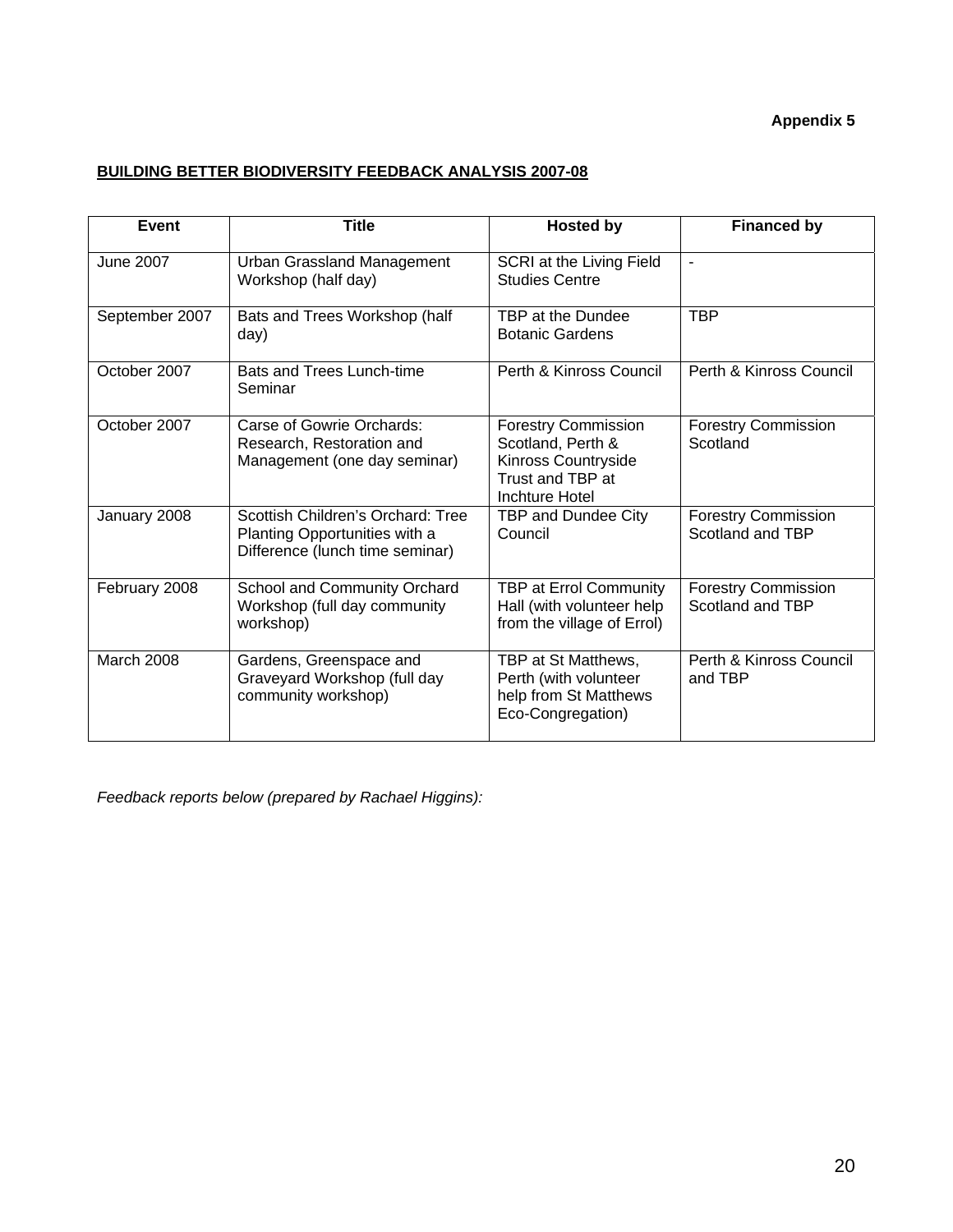**Appendix 5**

**BUILDING BETTER BIODIVERSITY FEEDBACK ANALYSIS 2007-08**

| Event | Title | Hosted by | Financed by |
|---|---|---|---|
| June 2007 | Urban Grassland Management Workshop (half day) | SCRI at the Living Field Studies Centre | - |
| September 2007 | Bats and Trees Workshop (half day) | TBP at the Dundee Botanic Gardens | TBP |
| October 2007 | Bats and Trees Lunch-time Seminar | Perth & Kinross Council | Perth & Kinross Council |
| October 2007 | Carse of Gowrie Orchards: Research, Restoration and Management (one day seminar) | Forestry Commission Scotland, Perth & Kinross Countryside Trust and TBP at Inchture Hotel | Forestry Commission Scotland |
| January 2008 | Scottish Children's Orchard: Tree Planting Opportunities with a Difference (lunch time seminar) | TBP and Dundee City Council | Forestry Commission Scotland and TBP |
| February 2008 | School and Community Orchard Workshop (full day community workshop) | TBP at Errol Community Hall (with volunteer help from the village of Errol) | Forestry Commission Scotland and TBP |
| March 2008 | Gardens, Greenspace and Graveyard Workshop (full day community workshop) | TBP at St Matthews, Perth (with volunteer help from St Matthews Eco-Congregation) | Perth & Kinross Council and TBP |

*Feedback reports below (prepared by Rachael Higgins):*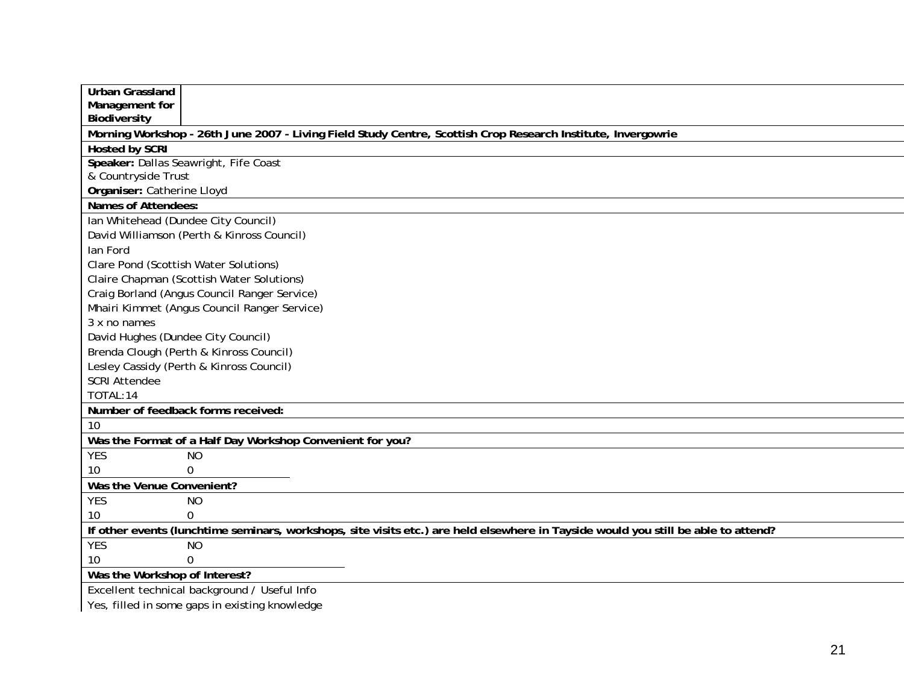**Urban Grassland Management for Biodiversity**

**Morning Workshop - 26th June 2007 - Living Field Study Centre, Scottish Crop Research Institute, Invergowrie**

**Hosted by SCRI**

**Speaker:** Dallas Seawright, Fife Coast & Countryside Trust

**Organiser:** Catherine Lloyd

**Names of Attendees:**

Ian Whitehead (Dundee City Council)
David Williamson (Perth & Kinross Council)
Ian Ford
Clare Pond (Scottish Water Solutions)
Claire Chapman (Scottish Water Solutions)
Craig Borland (Angus Council Ranger Service)
Mhairi Kimmet (Angus Council Ranger Service)
3 x no names
David Hughes (Dundee City Council)
Brenda Clough (Perth & Kinross Council)
Lesley Cassidy (Perth & Kinross Council)
SCRI Attendee
TOTAL:14

**Number of feedback forms received:**

10

**Was the Format of a Half Day Workshop Convenient for you?**

| YES | NO |
|---|---|
| 10 | 0 |

**Was the Venue Convenient?**

| YES | NO |
|---|---|
| 10 | 0 |

**If other events (lunchtime seminars, workshops, site visits etc.) are held elsewhere in Tayside would you still be able to attend?**

| YES | NO |
|---|---|
| 10 | 0 |

**Was the Workshop of Interest?**

Excellent technical background / Useful Info
Yes, filled in some gaps in existing knowledge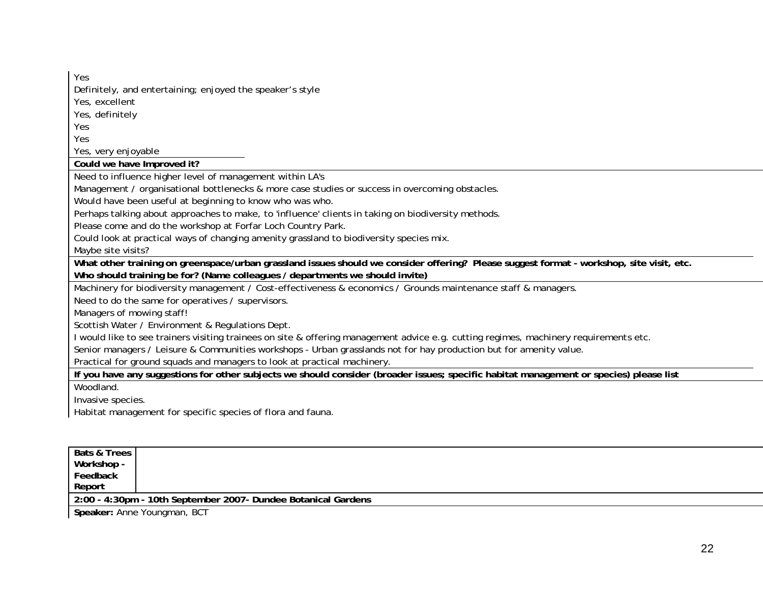Yes

Definitely, and entertaining; enjoyed the speaker's style

Yes, excellent

Yes, definitely

Yes

Yes

Yes, very enjoyable

**Could we have Improved it?**

Need to influence higher level of management within LA's

Management / organisational bottlenecks & more case studies or success in overcoming obstacles.

Would have been useful at beginning to know who was who.

Perhaps talking about approaches to make, to 'influence' clients in taking on biodiversity methods.

Please come and do the workshop at Forfar Loch Country Park.

Could look at practical ways of changing amenity grassland to biodiversity species mix.

Maybe site visits?

**What other training on greenspace/urban grassland issues should we consider offering? Please suggest format - workshop, site visit, etc.**
**Who should training be for? (Name colleagues / departments we should invite)**

Machinery for biodiversity management / Cost-effectiveness & economics / Grounds maintenance staff & managers.

Need to do the same for operatives / supervisors.

Managers of mowing staff!

Scottish Water / Environment & Regulations Dept.

I would like to see trainers visiting trainees on site & offering management advice e.g. cutting regimes, machinery requirements etc.

Senior managers / Leisure & Communities workshops - Urban grasslands not for hay production but for amenity value.

Practical for ground squads and managers to look at practical machinery.

**If you have any suggestions for other subjects we should consider (broader issues; specific habitat management or species) please list**

Woodland.

Invasive species.

Habitat management for specific species of flora and fauna.

## Bats & Trees Workshop - Feedback Report

**2:00 - 4:30pm - 10th September 2007- Dundee Botanical Gardens**

**Speaker:** Anne Youngman, BCT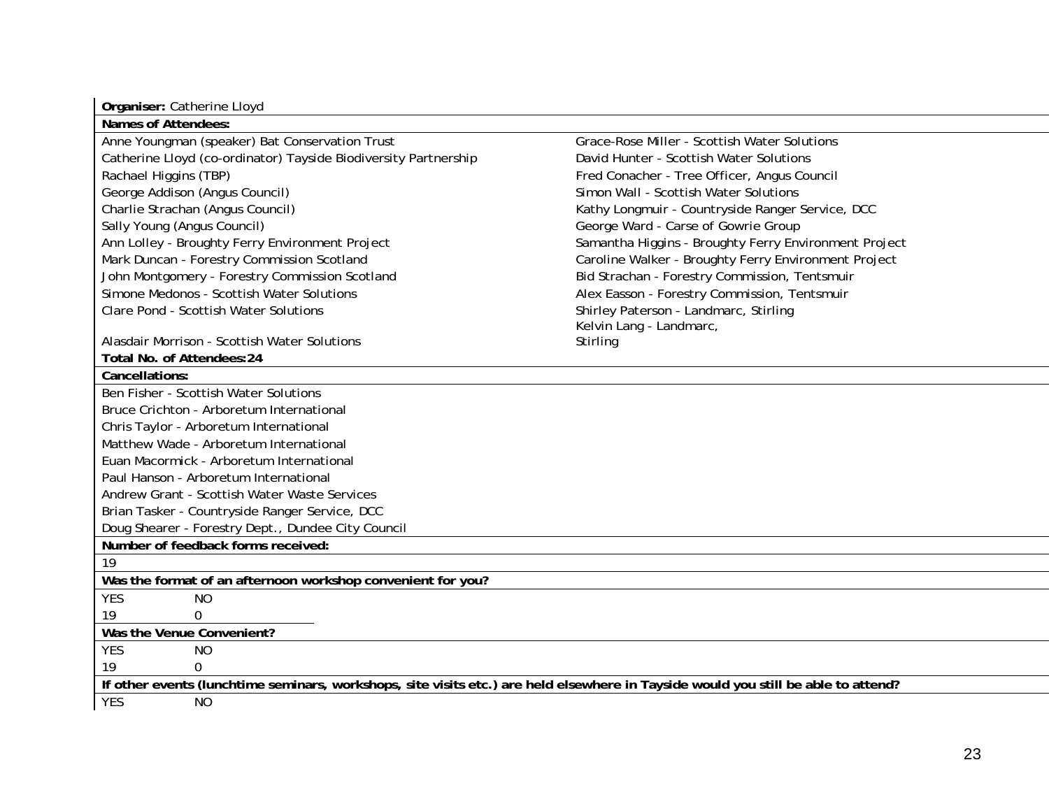**Organiser:** Catherine Lloyd

**Names of Attendees:**

Anne Youngman (speaker) Bat Conservation Trust
Catherine Lloyd (co-ordinator) Tayside Biodiversity Partnership
Rachael Higgins (TBP)
George Addison (Angus Council)
Charlie Strachan (Angus Council)
Sally Young (Angus Council)
Ann Lolley - Broughty Ferry Environment Project
Mark Duncan - Forestry Commission Scotland
John Montgomery - Forestry Commission Scotland
Simone Medonos - Scottish Water Solutions
Clare Pond - Scottish Water Solutions
Alasdair Morrison - Scottish Water Solutions
Grace-Rose Miller - Scottish Water Solutions
David Hunter - Scottish Water Solutions
Fred Conacher - Tree Officer, Angus Council
Simon Wall - Scottish Water Solutions
Kathy Longmuir - Countryside Ranger Service, DCC
George Ward - Carse of Gowrie Group
Samantha Higgins - Broughty Ferry Environment Project
Caroline Walker - Broughty Ferry Environment Project
Bid Strachan - Forestry Commission, Tentsmuir
Alex Easson - Forestry Commission, Tentsmuir
Shirley Paterson - Landmarc, Stirling
Kelvin Lang - Landmarc, Stirling

**Total No. of Attendees: 24**

**Cancellations:**

Ben Fisher - Scottish Water Solutions
Bruce Crichton - Arboretum International
Chris Taylor - Arboretum International
Matthew Wade - Arboretum International
Euan Macormick - Arboretum International
Paul Hanson - Arboretum International
Andrew Grant - Scottish Water Waste Services
Brian Tasker - Countryside Ranger Service, DCC
Doug Shearer - Forestry Dept., Dundee City Council

**Number of feedback forms received:**

19

**Was the format of an afternoon workshop convenient for you?**

| YES | NO |
|---|---|
| 19 | 0 |

**Was the Venue Convenient?**

| YES | NO |
|---|---|
| 19 | 0 |

**If other events (lunchtime seminars, workshops, site visits etc.) are held elsewhere in Tayside would you still be able to attend?**

| YES | NO |
|---|---|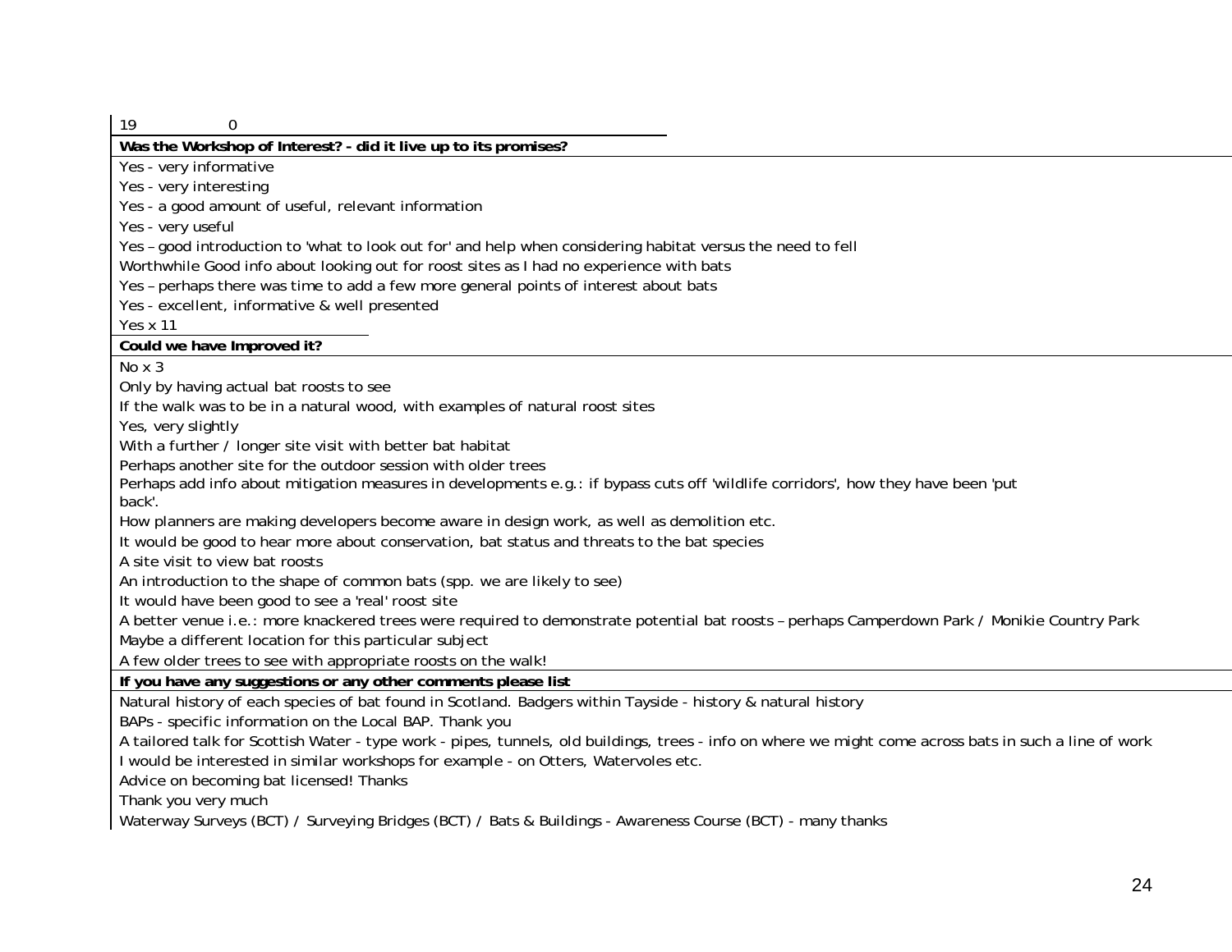| 19 | 0 |
|---|---|

**Was the Workshop of Interest? - did it live up to its promises?**

Yes - very informative

Yes - very interesting

Yes - a good amount of useful, relevant information

Yes - very useful

Yes – good introduction to 'what to look out for' and help when considering habitat versus the need to fell

Worthwhile Good info about looking out for roost sites as I had no experience with bats

Yes – perhaps there was time to add a few more general points of interest about bats

Yes - excellent, informative & well presented

Yes x 11

**Could we have Improved it?**

No x 3

Only by having actual bat roosts to see

If the walk was to be in a natural wood, with examples of natural roost sites

Yes, very slightly

With a further / longer site visit with better bat habitat

Perhaps another site for the outdoor session with older trees

Perhaps add info about mitigation measures in developments e.g.: if bypass cuts off 'wildlife corridors', how they have been 'put back'.

How planners are making developers become aware in design work, as well as demolition etc.

It would be good to hear more about conservation, bat status and threats to the bat species

A site visit to view bat roosts

An introduction to the shape of common bats (spp. we are likely to see)

It would have been good to see a 'real' roost site

A better venue i.e.: more knackered trees were required to demonstrate potential bat roosts – perhaps Camperdown Park / Monikie Country Park

Maybe a different location for this particular subject

A few older trees to see with appropriate roosts on the walk!

**If you have any suggestions or any other comments please list**

Natural history of each species of bat found in Scotland. Badgers within Tayside - history & natural history

BAPs - specific information on the Local BAP. Thank you

A tailored talk for Scottish Water - type work - pipes, tunnels, old buildings, trees - info on where we might come across bats in such a line of work

I would be interested in similar workshops for example - on Otters, Watervoles etc.

Advice on becoming bat licensed! Thanks

Thank you very much

Waterway Surveys (BCT) / Surveying Bridges (BCT) / Bats & Buildings - Awareness Course (BCT) - many thanks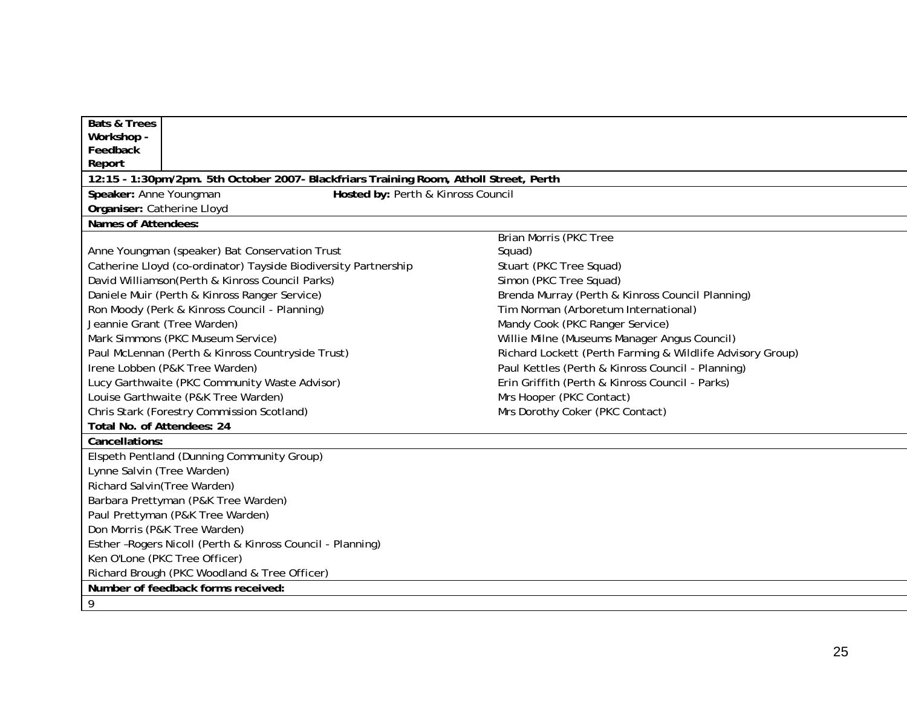**Bats & Trees Workshop - Feedback Report**

**12:15 - 1:30pm/2pm. 5th October 2007- Blackfriars Training Room, Atholl Street, Perth**

**Speaker:** Anne Youngman **Hosted by:** Perth & Kinross Council

**Organiser:** Catherine Lloyd

**Names of Attendees:**

| | |
|---|---|
| Anne Youngman (speaker) Bat Conservation Trust | Brian Morris (PKC Tree Squad) |
| Catherine Lloyd (co-ordinator) Tayside Biodiversity Partnership | Stuart (PKC Tree Squad) |
| David Williamson(Perth & Kinross Council Parks) | Simon (PKC Tree Squad) |
| Daniele Muir (Perth & Kinross Ranger Service) | Brenda Murray (Perth & Kinross Council Planning) |
| Ron Moody (Perk & Kinross Council - Planning) | Tim Norman (Arboretum International) |
| Jeannie Grant (Tree Warden) | Mandy Cook (PKC Ranger Service) |
| Mark Simmons (PKC Museum Service) | Willie Milne (Museums Manager Angus Council) |
| Paul McLennan (Perth & Kinross Countryside Trust) | Richard Lockett (Perth Farming & Wildlife Advisory Group) |
| Irene Lobben (P&K Tree Warden) | Paul Kettles (Perth & Kinross Council - Planning) |
| Lucy Garthwaite (PKC Community Waste Advisor) | Erin Griffith (Perth & Kinross Council - Parks) |
| Louise Garthwaite (P&K Tree Warden) | Mrs Hooper (PKC Contact) |
| Chris Stark (Forestry Commission Scotland) | Mrs Dorothy Coker (PKC Contact) |

**Total No. of Attendees: 24**

**Cancellations:**

Elspeth Pentland (Dunning Community Group)
Lynne Salvin (Tree Warden)
Richard Salvin(Tree Warden)
Barbara Prettyman (P&K Tree Warden)
Paul Prettyman (P&K Tree Warden)
Don Morris (P&K Tree Warden)
Esther –Rogers Nicoll (Perth & Kinross Council - Planning)
Ken O'Lone (PKC Tree Officer)
Richard Brough (PKC Woodland & Tree Officer)

**Number of feedback forms received:**

9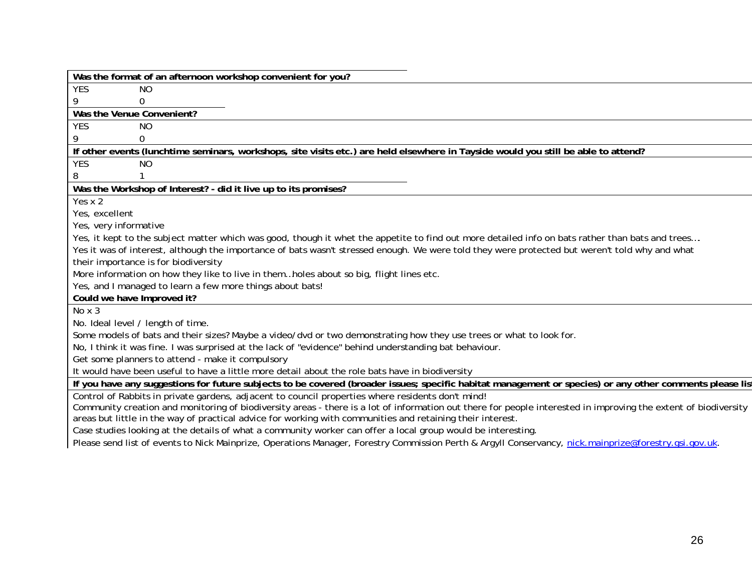**Was the format of an afternoon workshop convenient for you?**

| YES | NO |
|---|---|
| 9 | 0 |

**Was the Venue Convenient?**

| YES | NO |
|---|---|
| 9 | 0 |

**If other events (lunchtime seminars, workshops, site visits etc.) are held elsewhere in Tayside would you still be able to attend?**

| YES | NO |
|---|---|
| 8 | 1 |

**Was the Workshop of Interest? - did it live up to its promises?**

Yes x 2

Yes, excellent

Yes, very informative

Yes, it kept to the subject matter which was good, though it whet the appetite to find out more detailed info on bats rather than bats and trees…

Yes it was of interest, although the importance of bats wasn't stressed enough. We were told they were protected but weren't told why and what their importance is for biodiversity

More information on how they like to live in them..holes about so big, flight lines etc.

Yes, and I managed to learn a few more things about bats!

**Could we have Improved it?**

No x 3

No. Ideal level / length of time.

Some models of bats and their sizes? Maybe a video/dvd or two demonstrating how they use trees or what to look for.

No, I think it was fine. I was surprised at the lack of "evidence" behind understanding bat behaviour.

Get some planners to attend - make it compulsory

It would have been useful to have a little more detail about the role bats have in biodiversity

**If you have any suggestions for future subjects to be covered (broader issues; specific habitat management or species) or any other comments please list**

Control of Rabbits in private gardens, adjacent to council properties where residents don't mind!

Community creation and monitoring of biodiversity areas - there is a lot of information out there for people interested in improving the extent of biodiversity areas but little in the way of practical advice for working with communities and retaining their interest.

Case studies looking at the details of what a community worker can offer a local group would be interesting.

Please send list of events to Nick Mainprize, Operations Manager, Forestry Commission Perth & Argyll Conservancy, nick.mainprize@forestry.gsi.gov.uk.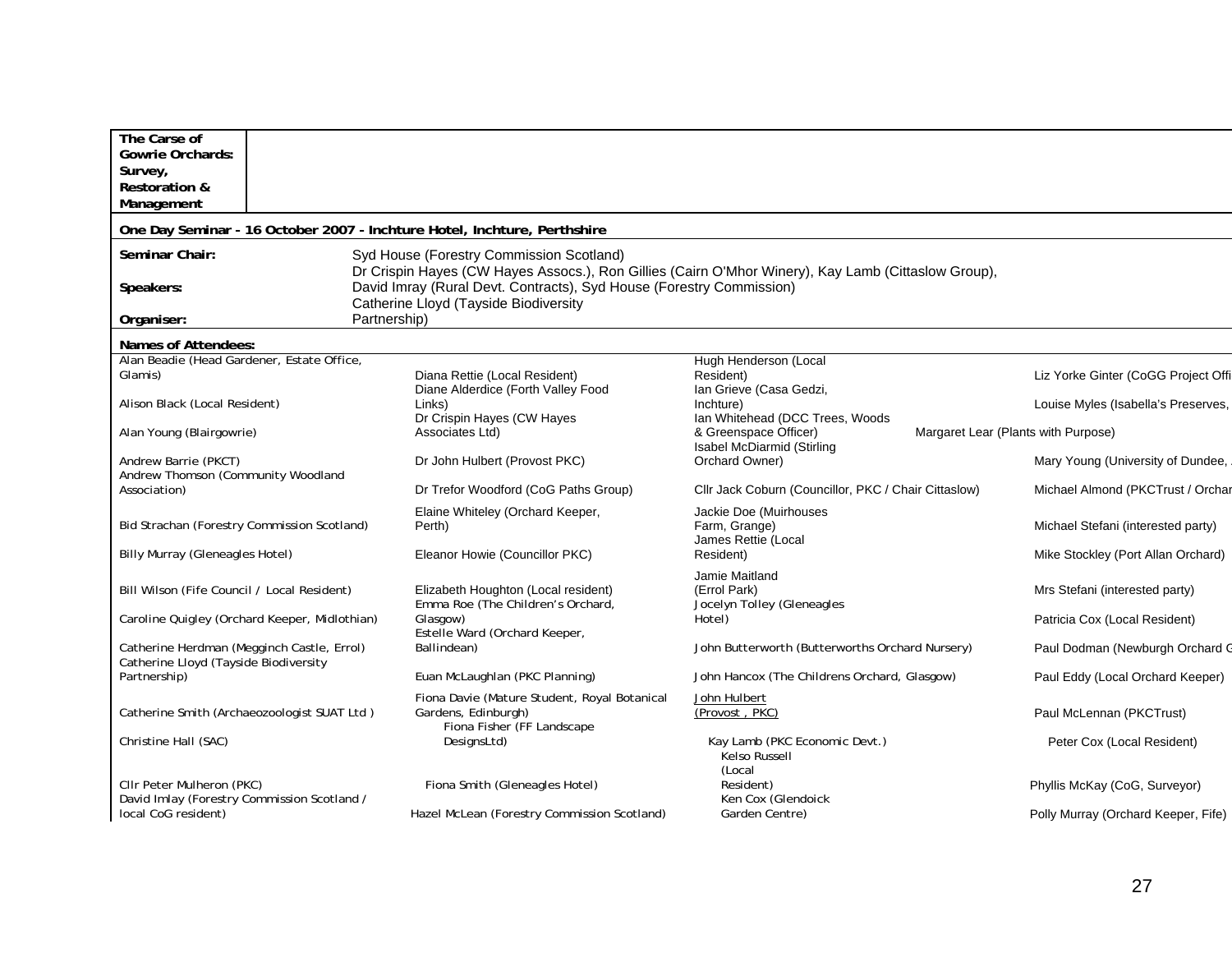**The Carse of Gowrie Orchards: Survey, Restoration & Management**

**One Day Seminar - 16 October 2007 - Inchture Hotel, Inchture, Perthshire**

**Seminar Chair:** Syd House (Forestry Commission Scotland)

**Speakers:** Dr Crispin Hayes (CW Hayes Assocs.), Ron Gillies (Cairn O'Mhor Winery), Kay Lamb (Cittaslow Group), David Imray (Rural Devt. Contracts), Syd House (Forestry Commission)

**Organiser:** Catherine Lloyd (Tayside Biodiversity Partnership)

**Names of Attendees:**

| | | | |
|---|---|---|---|
| Alan Beadie (Head Gardener, Estate Office, Glamis) | Diana Rettie (Local Resident) | Hugh Henderson (Local Resident) | Liz Yorke Ginter (CoGG Project Offi |
| Alison Black (Local Resident) | Diane Alderdice (Forth Valley Food Links) | Ian Grieve (Casa Gedzi, Inchture) | Louise Myles (Isabella's Preserves, |
| Alan Young (Blairgowrie) | Dr Crispin Hayes (CW Hayes Associates Ltd) | Ian Whitehead (DCC Trees, Woods & Greenspace Officer) | Margaret Lear (Plants with Purpose) |
| Andrew Barrie (PKCT) | Dr John Hulbert (Provost PKC) | Isabel McDiarmid (Stirling Orchard Owner) | Mary Young (University of Dundee, |
| Andrew Thomson (Community Woodland Association) | Dr Trefor Woodford (CoG Paths Group) | Cllr Jack Coburn (Councillor, PKC / Chair Cittaslow) | Michael Almond (PKCTrust / Orchar |
| Bid Strachan (Forestry Commission Scotland) | Elaine Whiteley (Orchard Keeper, Perth) | Jackie Doe (Muirhouses Farm, Grange) | Michael Stefani (interested party) |
| Billy Murray (Gleneagles Hotel) | Eleanor Howie (Councillor PKC) | James Rettie (Local Resident) | Mike Stockley (Port Allan Orchard) |
| Bill Wilson (Fife Council / Local Resident) | Elizabeth Houghton (Local resident) | Jamie Maitland (Errol Park) | Mrs Stefani (interested party) |
| Caroline Quigley (Orchard Keeper, Midlothian) | Emma Roe (The Children's Orchard, Glasgow) | Jocelyn Tolley (Gleneagles Hotel) | Patricia Cox (Local Resident) |
| Catherine Herdman (Megginch Castle, Errol) | Estelle Ward (Orchard Keeper, Ballindean) | John Butterworth (Butterworths Orchard Nursery) | Paul Dodman (Newburgh Orchard G |
| Catherine Lloyd (Tayside Biodiversity Partnership) | Euan McLaughlan (PKC Planning) | John Hancox (The Childrens Orchard, Glasgow) | Paul Eddy (Local Orchard Keeper) |
| Catherine Smith (Archaeozoologist SUAT Ltd ) | Fiona Davie (Mature Student, Royal Botanical Gardens, Edinburgh) | John Hulbert (Provost , PKC) | Paul McLennan (PKCTrust) |
| Christine Hall (SAC) | Fiona Fisher (FF Landscape DesignsLtd) | Kay Lamb (PKC Economic Devt.) | Peter Cox (Local Resident) |
| Cllr Peter Mulheron (PKC) | Fiona Smith (Gleneagles Hotel) | Kelso Russell (Local Resident) | Phyllis McKay (CoG, Surveyor) |
| David Imlay (Forestry Commission Scotland / local CoG resident) | Hazel McLean (Forestry Commission Scotland) | Ken Cox (Glendoick Garden Centre) | Polly Murray (Orchard Keeper, Fife) |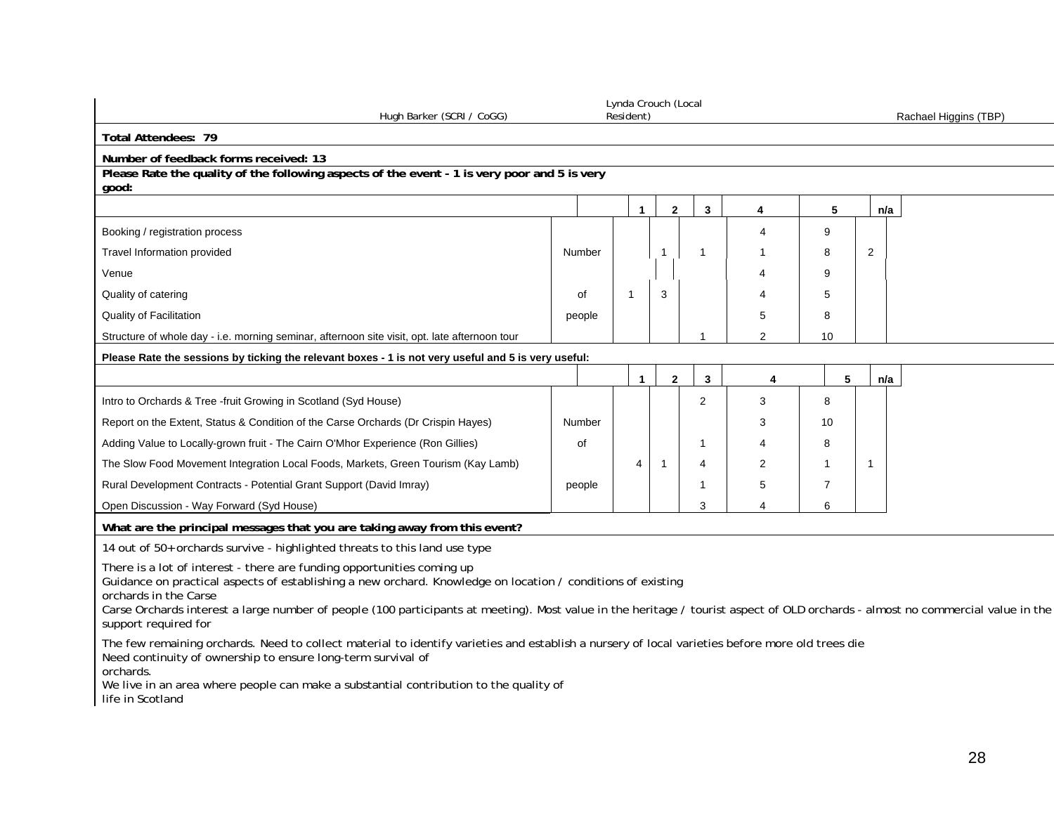Hugh Barker (SCRI / CoGG) | Lynda Crouch (Local Resident) | Rachael Higgins (TBP)

**Total Attendees: 79**

**Number of feedback forms received: 13**

**Please Rate the quality of the following aspects of the event - 1 is very poor and 5 is very good:**

| | | 1 | 2 | 3 | 4 | 5 | n/a |
|---|---|---|---|---|---|---|---|
| Booking / registration process | | | | | 4 | 9 | |
| Travel Information provided | Number | | 1 | 1 | 1 | 8 | 2 |
| Venue | | | | | 4 | 9 | |
| Quality of catering | of | 1 | 3 | | 4 | 5 | |
| Quality of Facilitation | people | | | | 5 | 8 | |
| Structure of whole day - i.e. morning seminar, afternoon site visit, opt. late afternoon tour | | | | 1 | 2 | 10 | |

**Please Rate the sessions by ticking the relevant boxes - 1 is not very useful and 5 is very useful:**

| | | 1 | 2 | 3 | 4 | 5 | n/a |
|---|---|---|---|---|---|---|---|
| Intro to Orchards & Tree -fruit Growing in Scotland (Syd House) | | | | 2 | 3 | 8 | |
| Report on the Extent, Status & Condition of the Carse Orchards (Dr Crispin Hayes) | Number | | | | 3 | 10 | |
| Adding Value to Locally-grown fruit - The Cairn O'Mhor Experience (Ron Gillies) | of | | | 1 | 4 | 8 | |
| The Slow Food Movement Integration Local Foods, Markets, Green Tourism (Kay Lamb) | | 4 | 1 | 4 | 2 | 1 | 1 |
| Rural Development Contracts - Potential Grant Support (David Imray) | people | | | 1 | 5 | 7 | |
| Open Discussion - Way Forward (Syd House) | | | | 3 | 4 | 6 | |

**What are the principal messages that you are taking away from this event?**

14 out of 50+ orchards survive - highlighted threats to this land use type

There is a lot of interest - there are funding opportunities coming up

Guidance on practical aspects of establishing a new orchard. Knowledge on location / conditions of existing orchards in the Carse

Carse Orchards interest a large number of people (100 participants at meeting). Most value in the heritage / tourist aspect of OLD orchards - almost no commercial value in the support required for

The few remaining orchards. Need to collect material to identify varieties and establish a nursery of local varieties before more old trees die

Need continuity of ownership to ensure long-term survival of orchards.

We live in an area where people can make a substantial contribution to the quality of life in Scotland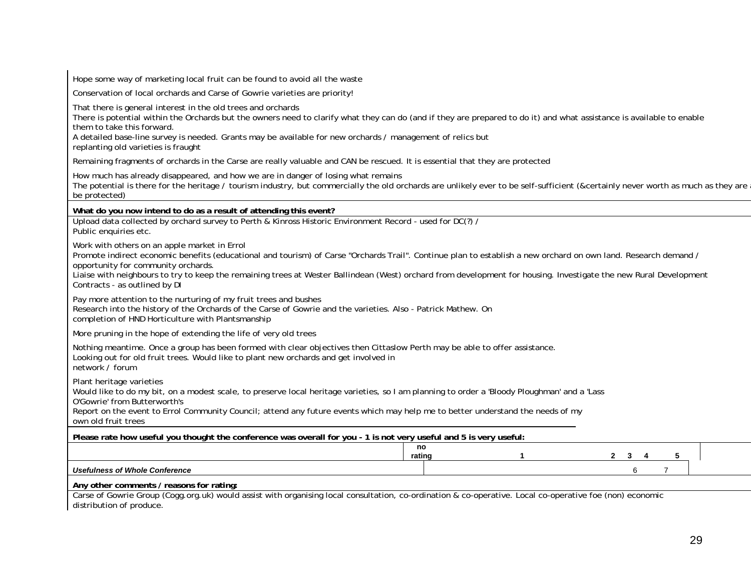Hope some way of marketing local fruit can be found to avoid all the waste

Conservation of local orchards and Carse of Gowrie varieties are priority!

That there is general interest in the old trees and orchards

There is potential within the Orchards but the owners need to clarify what they can do (and if they are prepared to do it) and what assistance is available to enable them to take this forward.

A detailed base-line survey is needed. Grants may be available for new orchards / management of relics but replanting old varieties is fraught

Remaining fragments of orchards in the Carse are really valuable and CAN be rescued. It is essential that they are protected

How much has already disappeared, and how we are in danger of losing what remains

The potential is there for the heritage / tourism industry, but commercially the old orchards are unlikely ever to be self-sufficient (&certainly never worth as much as they are a be protected)

**What do you now intend to do as a result of attending this event?**

Upload data collected by orchard survey to Perth & Kinross Historic Environment Record - used for DC(?) / Public enquiries etc.

Work with others on an apple market in Errol

Promote indirect economic benefits (educational and tourism) of Carse "Orchards Trail". Continue plan to establish a new orchard on own land. Research demand / opportunity for community orchards.

Liaise with neighbours to try to keep the remaining trees at Wester Ballindean (West) orchard from development for housing. Investigate the new Rural Development Contracts - as outlined by DI

Pay more attention to the nurturing of my fruit trees and bushes

Research into the history of the Orchards of the Carse of Gowrie and the varieties. Also - Patrick Mathew. On completion of HND Horticulture with Plantsmanship

More pruning in the hope of extending the life of very old trees

Nothing meantime. Once a group has been formed with clear objectives then Cittaslow Perth may be able to offer assistance.

Looking out for old fruit trees. Would like to plant new orchards and get involved in network / forum

Plant heritage varieties

Would like to do my bit, on a modest scale, to preserve local heritage varieties, so I am planning to order a 'Bloody Ploughman' and a 'Lass O'Gowrie' from Butterworth's

Report on the event to Errol Community Council; attend any future events which may help me to better understand the needs of my own old fruit trees

**Please rate how useful you thought the conference was overall for you - 1 is not very useful and 5 is very useful:**

| | no rating | 1 | 2 | 3 | 4 | 5 |
|---|---|---|---|---|---|---|
| ***Usefulness of Whole Conference*** | | | | 6 | | 7 |

**Any other comments / reasons for rating:**

Carse of Gowrie Group (Cogg.org.uk) would assist with organising local consultation, co-ordination & co-operative. Local co-operative foe (non) economic distribution of produce.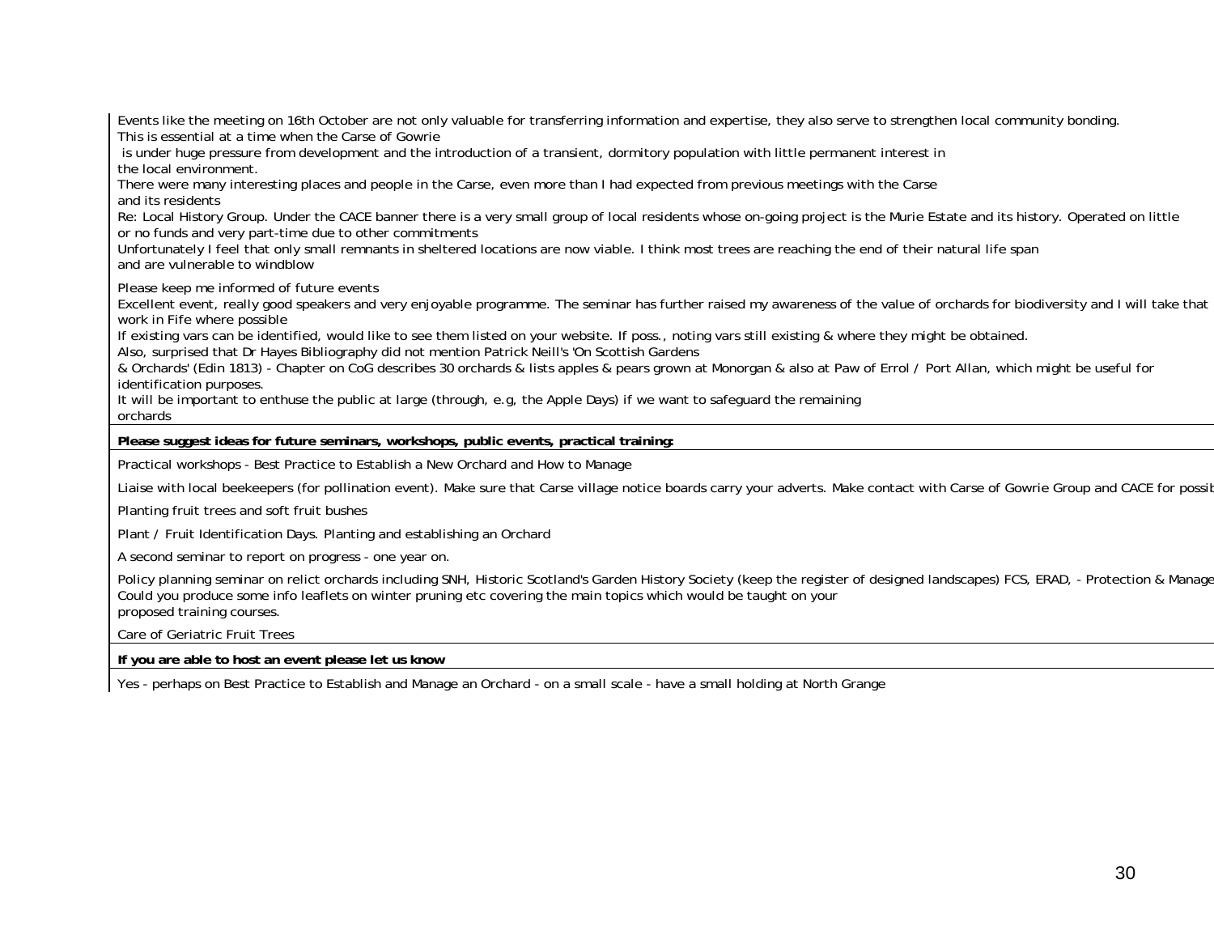Events like the meeting on 16th October are not only valuable for transferring information and expertise, they also serve to strengthen local community bonding. This is essential at a time when the Carse of Gowrie is under huge pressure from development and the introduction of a transient, dormitory population with little permanent interest in the local environment.

There were many interesting places and people in the Carse, even more than I had expected from previous meetings with the Carse and its residents

Re: Local History Group. Under the CACE banner there is a very small group of local residents whose on-going project is the Murie Estate and its history. Operated on little or no funds and very part-time due to other commitments

Unfortunately I feel that only small remnants in sheltered locations are now viable. I think most trees are reaching the end of their natural life span and are vulnerable to windblow

Please keep me informed of future events

Excellent event, really good speakers and very enjoyable programme. The seminar has further raised my awareness of the value of orchards for biodiversity and I will take that work in Fife where possible

If existing vars can be identified, would like to see them listed on your website. If poss., noting vars still existing & where they might be obtained.

Also, surprised that Dr Hayes Bibliography did not mention Patrick Neill's 'On Scottish Gardens & Orchards' (Edin 1813) - Chapter on CoG describes 30 orchards & lists apples & pears grown at Monorgan & also at Paw of Errol / Port Allan, which might be useful for identification purposes.

It will be important to enthuse the public at large (through, e.g, the Apple Days) if we want to safeguard the remaining orchards

**Please suggest ideas for future seminars, workshops, public events, practical training:**

Practical workshops - Best Practice to Establish a New Orchard and How to Manage

Liaise with local beekeepers (for pollination event). Make sure that Carse village notice boards carry your adverts. Make contact with Carse of Gowrie Group and CACE for possib

Planting fruit trees and soft fruit bushes

Plant / Fruit Identification Days. Planting and establishing an Orchard

A second seminar to report on progress - one year on.

Policy planning seminar on relict orchards including SNH, Historic Scotland's Garden History Society (keep the register of designed landscapes) FCS, ERAD, - Protection & Manage

Could you produce some info leaflets on winter pruning etc covering the main topics which would be taught on your proposed training courses.

Care of Geriatric Fruit Trees

**If you are able to host an event please let us know**

Yes - perhaps on Best Practice to Establish and Manage an Orchard - on a small scale - have a small holding at North Grange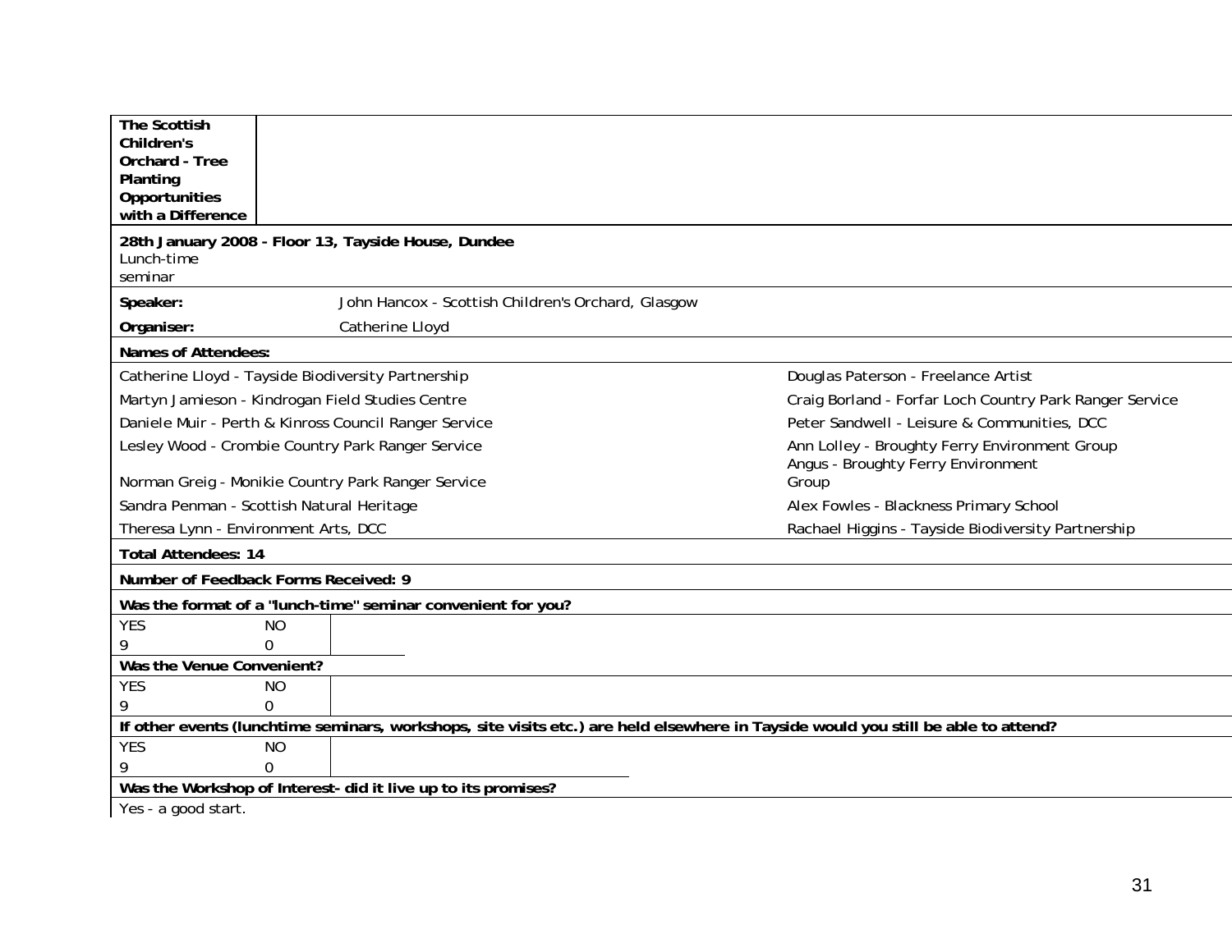**The Scottish Children's Orchard - Tree Planting Opportunities with a Difference**

**28th January 2008 - Floor 13, Tayside House, Dundee**
Lunch-time seminar

| | |
|---|---|
| **Speaker:** | John Hancox - Scottish Children's Orchard, Glasgow |
| **Organiser:** | Catherine Lloyd |

**Names of Attendees:**

| | |
|---|---|
| Catherine Lloyd - Tayside Biodiversity Partnership | Douglas Paterson - Freelance Artist |
| Martyn Jamieson - Kindrogan Field Studies Centre | Craig Borland - Forfar Loch Country Park Ranger Service |
| Daniele Muir - Perth & Kinross Council Ranger Service | Peter Sandwell - Leisure & Communities, DCC |
| Lesley Wood - Crombie Country Park Ranger Service | Ann Lolley - Broughty Ferry Environment Group |
| Norman Greig - Monikie Country Park Ranger Service | Angus - Broughty Ferry Environment Group |
| Sandra Penman - Scottish Natural Heritage | Alex Fowles - Blackness Primary School |
| Theresa Lynn - Environment Arts, DCC | Rachael Higgins - Tayside Biodiversity Partnership |

**Total Attendees: 14**

**Number of Feedback Forms Received: 9**

**Was the format of a "lunch-time" seminar convenient for you?**

| YES | NO |
|---|---|
| 9 | 0 |

**Was the Venue Convenient?**

| YES | NO |
|---|---|
| 9 | 0 |

**If other events (lunchtime seminars, workshops, site visits etc.) are held elsewhere in Tayside would you still be able to attend?**

| YES | NO |
|---|---|
| 9 | 0 |

**Was the Workshop of Interest- did it live up to its promises?**

Yes - a good start.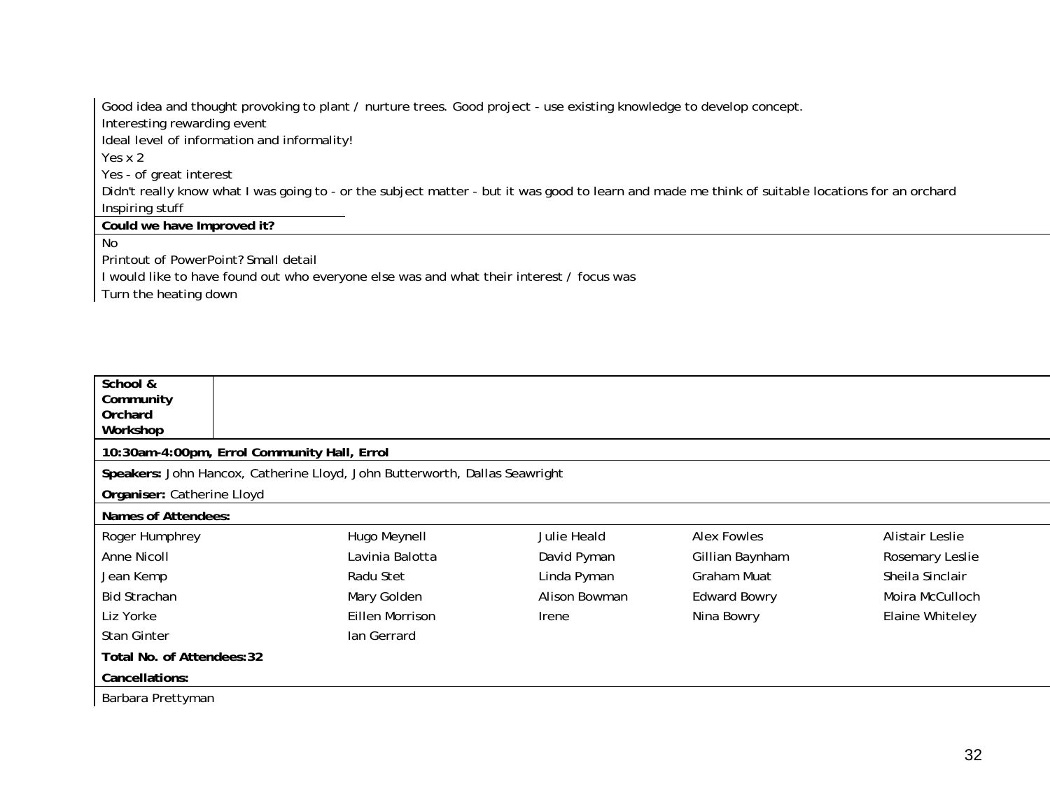Good idea and thought provoking to plant / nurture trees. Good project - use existing knowledge to develop concept.
Interesting rewarding event
Ideal level of information and informality!
Yes x 2
Yes - of great interest
Didn't really know what I was going to - or the subject matter - but it was good to learn and made me think of suitable locations for an orchard
Inspiring stuff

**Could we have Improved it?**

No
Printout of PowerPoint? Small detail
I would like to have found out who everyone else was and what their interest / focus was
Turn the heating down

**School & Community Orchard Workshop**

**10:30am-4:00pm, Errol Community Hall, Errol**

**Speakers:** John Hancox, Catherine Lloyd, John Butterworth, Dallas Seawright

**Organiser:** Catherine Lloyd

**Names of Attendees:**

| | | | | |
|---|---|---|---|---|
| Roger Humphrey | Hugo Meynell | Julie Heald | Alex Fowles | Alistair Leslie |
| Anne Nicoll | Lavinia Balotta | David Pyman | Gillian Baynham | Rosemary Leslie |
| Jean Kemp | Radu Stet | Linda Pyman | Graham Muat | Sheila Sinclair |
| Bid Strachan | Mary Golden | Alison Bowman | Edward Bowry | Moira McCulloch |
| Liz Yorke | Eillen Morrison | Irene | Nina Bowry | Elaine Whiteley |
| Stan Ginter | Ian Gerrard | | | |

**Total No. of Attendees:** 32

**Cancellations:**

Barbara Prettyman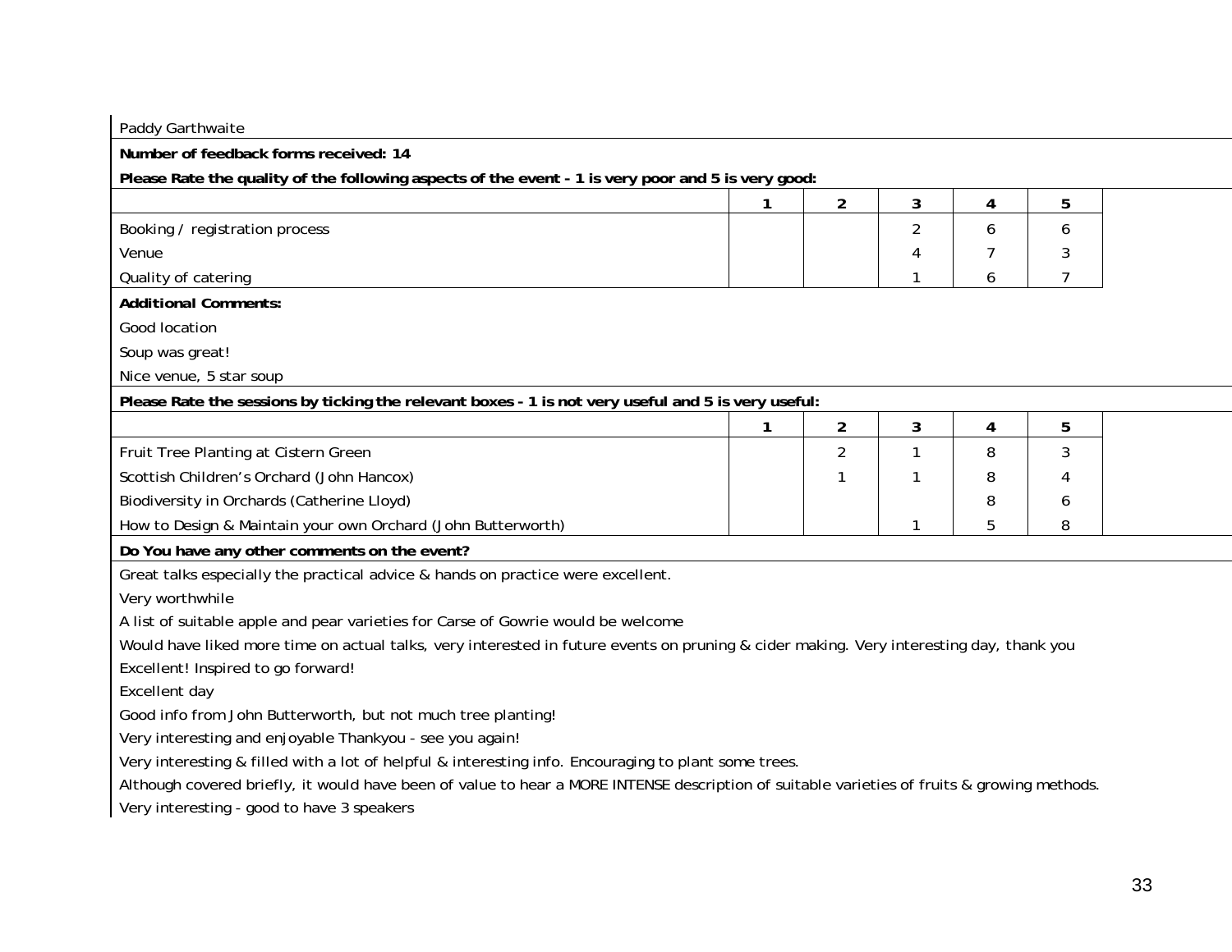Paddy Garthwaite

**Number of feedback forms received: 14**

**Please Rate the quality of the following aspects of the event - 1 is very poor and 5 is very good:**

| | 1 | 2 | 3 | 4 | 5 |
|---|---|---|---|---|---|
| Booking / registration process | | | 2 | 6 | 6 |
| Venue | | | 4 | 7 | 3 |
| Quality of catering | | | 1 | 6 | 7 |

**Additional Comments:**

Good location

Soup was great!

Nice venue, 5 star soup

**Please Rate the sessions by ticking the relevant boxes - 1 is not very useful and 5 is very useful:**

| | 1 | 2 | 3 | 4 | 5 |
|---|---|---|---|---|---|
| Fruit Tree Planting at Cistern Green | | 2 | 1 | 8 | 3 |
| Scottish Children's Orchard (John Hancox) | | 1 | 1 | 8 | 4 |
| Biodiversity in Orchards (Catherine Lloyd) | | | | 8 | 6 |
| How to Design & Maintain your own Orchard (John Butterworth) | | | 1 | 5 | 8 |

**Do You have any other comments on the event?**

Great talks especially the practical advice & hands on practice were excellent.

Very worthwhile

A list of suitable apple and pear varieties for Carse of Gowrie would be welcome

Would have liked more time on actual talks, very interested in future events on pruning & cider making. Very interesting day, thank you

Excellent! Inspired to go forward!

Excellent day

Good info from John Butterworth, but not much tree planting!

Very interesting and enjoyable Thankyou - see you again!

Very interesting & filled with a lot of helpful & interesting info. Encouraging to plant some trees.

Although covered briefly, it would have been of value to hear a MORE INTENSE description of suitable varieties of fruits & growing methods.

Very interesting - good to have 3 speakers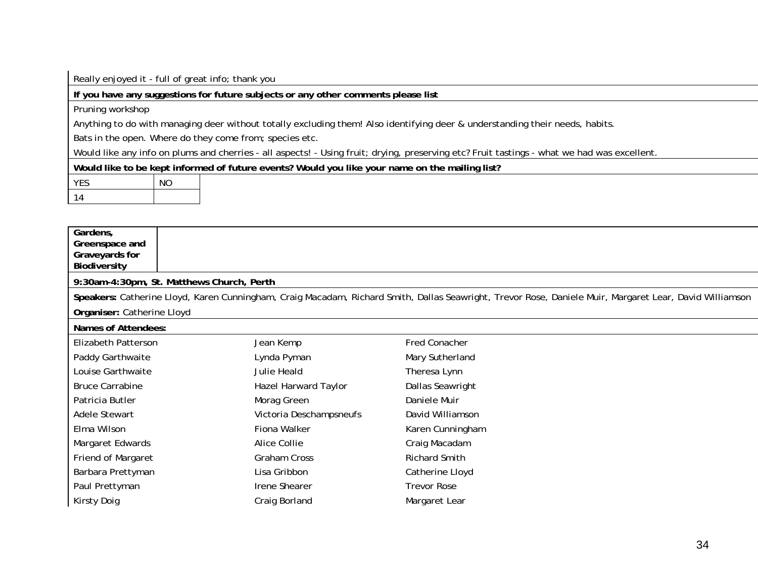Really enjoyed it - full of great info; thank you

**If you have any suggestions for future subjects or any other comments please list**

Pruning workshop

Anything to do with managing deer without totally excluding them! Also identifying deer & understanding their needs, habits.

Bats in the open. Where do they come from; species etc.

Would like any info on plums and cherries - all aspects! - Using fruit; drying, preserving etc? Fruit tastings - what we had was excellent.

**Would like to be kept informed of future events? Would you like your name on the mailing list?**

| YES | NO |
|---|---|
| 14 | |

**Gardens, Greenspace and Graveyards for Biodiversity**

**9:30am-4:30pm, St. Matthews Church, Perth**

**Speakers:** Catherine Lloyd, Karen Cunningham, Craig Macadam, Richard Smith, Dallas Seawright, Trevor Rose, Daniele Muir, Margaret Lear, David Williamson

**Organiser:** Catherine Lloyd

**Names of Attendees:**

| | | |
|---|---|---|
| Elizabeth Patterson | Jean Kemp | Fred Conacher |
| Paddy Garthwaite | Lynda Pyman | Mary Sutherland |
| Louise Garthwaite | Julie Heald | Theresa Lynn |
| Bruce Carrabine | Hazel Harward Taylor | Dallas Seawright |
| Patricia Butler | Morag Green | Daniele Muir |
| Adele Stewart | Victoria Deschampsneufs | David Williamson |
| Elma Wilson | Fiona Walker | Karen Cunningham |
| Margaret Edwards | Alice Collie | Craig Macadam |
| Friend of Margaret | Graham Cross | Richard Smith |
| Barbara Prettyman | Lisa Gribbon | Catherine Lloyd |
| Paul Prettyman | Irene Shearer | Trevor Rose |
| Kirsty Doig | Craig Borland | Margaret Lear |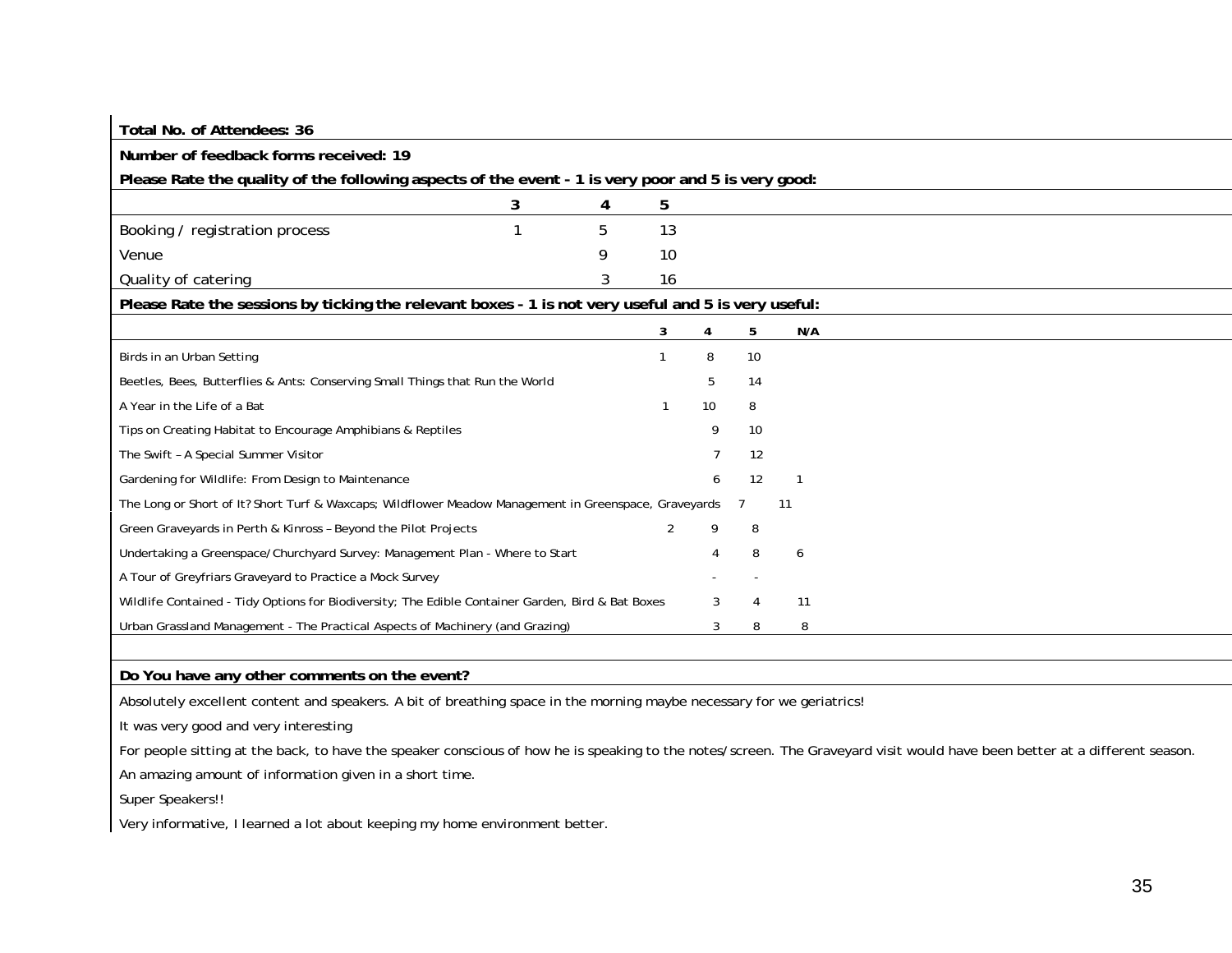**Total No. of Attendees: 36**

**Number of feedback forms received: 19**

**Please Rate the quality of the following aspects of the event - 1 is very poor and 5 is very good:**

| | 3 | 4 | 5 |
|---|---|---|---|
| Booking / registration process | 1 | 5 | 13 |
| Venue | | 9 | 10 |
| Quality of catering | | 3 | 16 |

**Please Rate the sessions by ticking the relevant boxes - 1 is not very useful and 5 is very useful:**

| | 3 | 4 | 5 | N/A |
|---|---|---|---|---|
| Birds in an Urban Setting | 1 | 8 | 10 | |
| Beetles, Bees, Butterflies & Ants: Conserving Small Things that Run the World | | 5 | 14 | |
| A Year in the Life of a Bat | 1 | 10 | 8 | |
| Tips on Creating Habitat to Encourage Amphibians & Reptiles | | 9 | 10 | |
| The Swift – A Special Summer Visitor | | 7 | 12 | |
| Gardening for Wildlife: From Design to Maintenance | | 6 | 12 | 1 |
| The Long or Short of It? Short Turf & Waxcaps; Wildflower Meadow Management in Greenspace, Graveyards | | 7 | 11 | |
| Green Graveyards in Perth & Kinross – Beyond the Pilot Projects | 2 | 9 | 8 | |
| Undertaking a Greenspace/Churchyard Survey: Management Plan - Where to Start | | 4 | 8 | 6 |
| A Tour of Greyfriars Graveyard to Practice a Mock Survey | | - | - | |
| Wildlife Contained - Tidy Options for Biodiversity; The Edible Container Garden, Bird & Bat Boxes | | 3 | 4 | 11 |
| Urban Grassland Management - The Practical Aspects of Machinery (and Grazing) | | 3 | 8 | 8 |

**Do You have any other comments on the event?**

Absolutely excellent content and speakers. A bit of breathing space in the morning maybe necessary for we geriatrics!

It was very good and very interesting

For people sitting at the back, to have the speaker conscious of how he is speaking to the notes/screen. The Graveyard visit would have been better at a different season.

An amazing amount of information given in a short time.

Super Speakers!!

Very informative, I learned a lot about keeping my home environment better.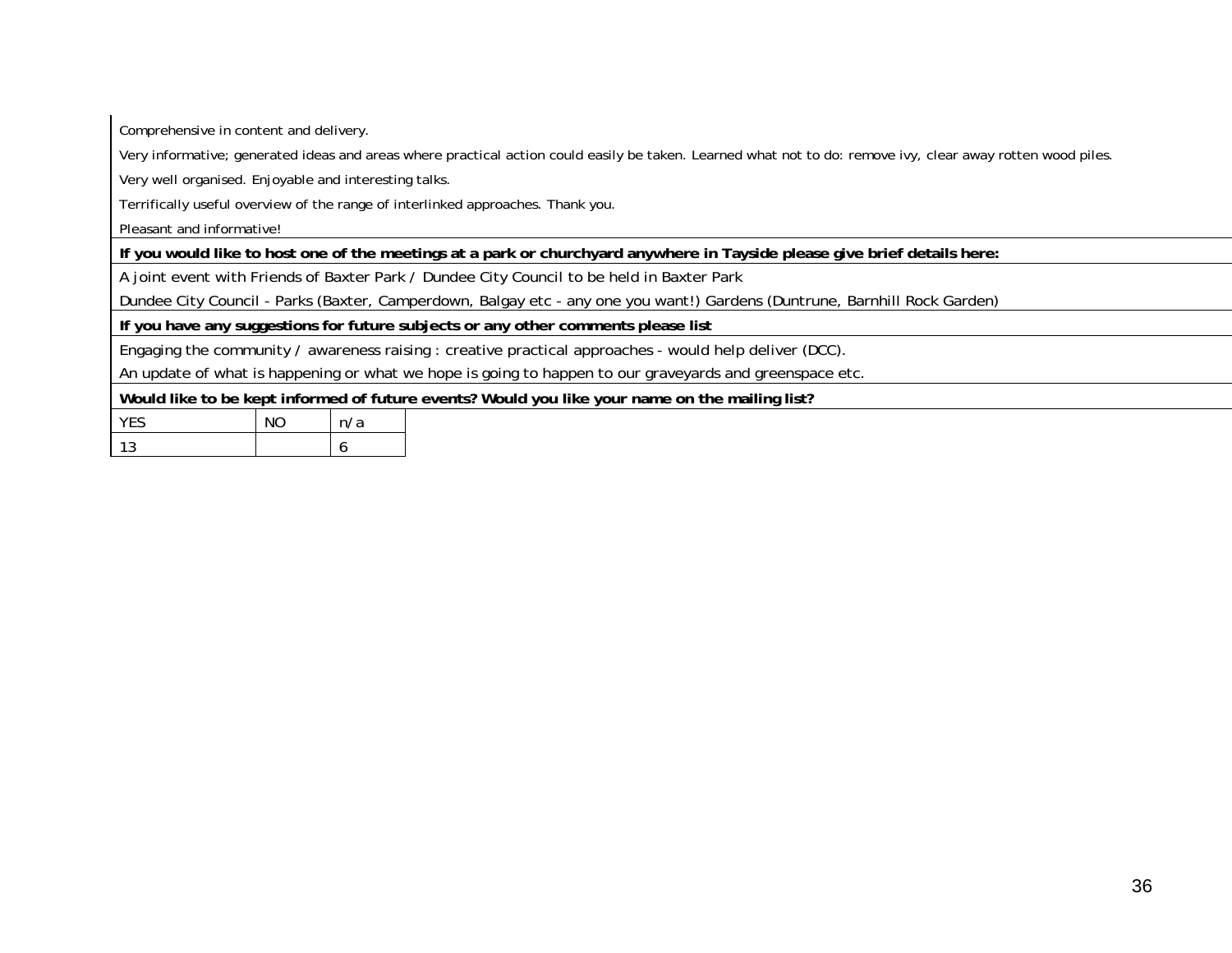Comprehensive in content and delivery.

Very informative; generated ideas and areas where practical action could easily be taken. Learned what not to do: remove ivy, clear away rotten wood piles.

Very well organised. Enjoyable and interesting talks.

Terrifically useful overview of the range of interlinked approaches. Thank you.

Pleasant and informative!

**If you would like to host one of the meetings at a park or churchyard anywhere in Tayside please give brief details here:**

A joint event with Friends of Baxter Park / Dundee City Council to be held in Baxter Park

Dundee City Council - Parks (Baxter, Camperdown, Balgay etc - any one you want!) Gardens (Duntrune, Barnhill Rock Garden)

**If you have any suggestions for future subjects or any other comments please list**

Engaging the community / awareness raising : creative practical approaches - would help deliver (DCC).

An update of what is happening or what we hope is going to happen to our graveyards and greenspace etc.

**Would like to be kept informed of future events? Would you like your name on the mailing list?**

| YES | NO | n/a |
|---|---|---|
| 13 | | 6 |